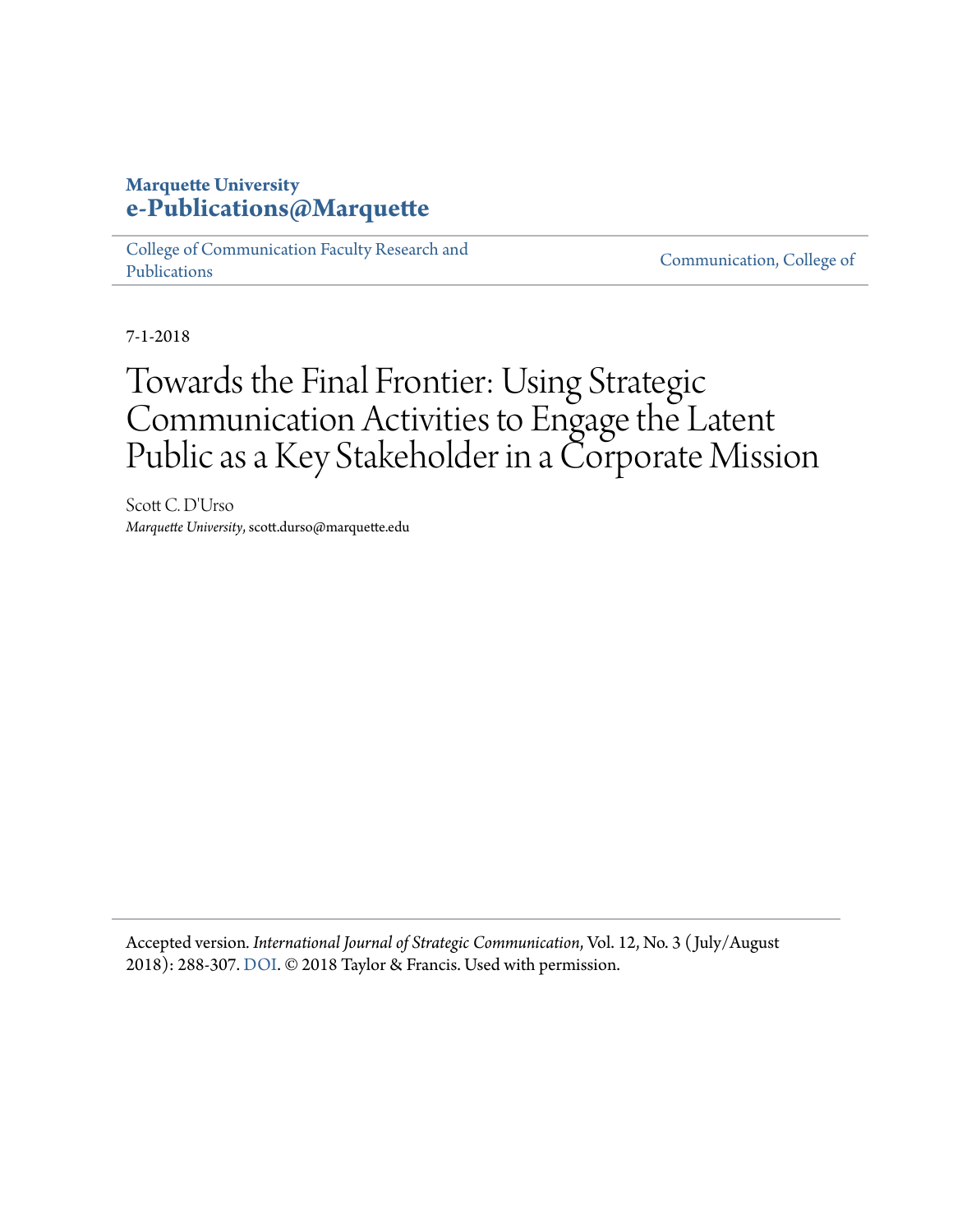**Marquette University**
**e-Publications@Marquette**

College of Communication Faculty Research and Publications

Communication, College of

7-1-2018

# Towards the Final Frontier: Using Strategic Communication Activities to Engage the Latent Public as a Key Stakeholder in a Corporate Mission

Scott C. D'Urso
*Marquette University*, scott.durso@marquette.edu

Accepted version. *International Journal of Strategic Communication*, Vol. 12, No. 3 (July/August 2018): 288-307. DOI. © 2018 Taylor & Francis. Used with permission.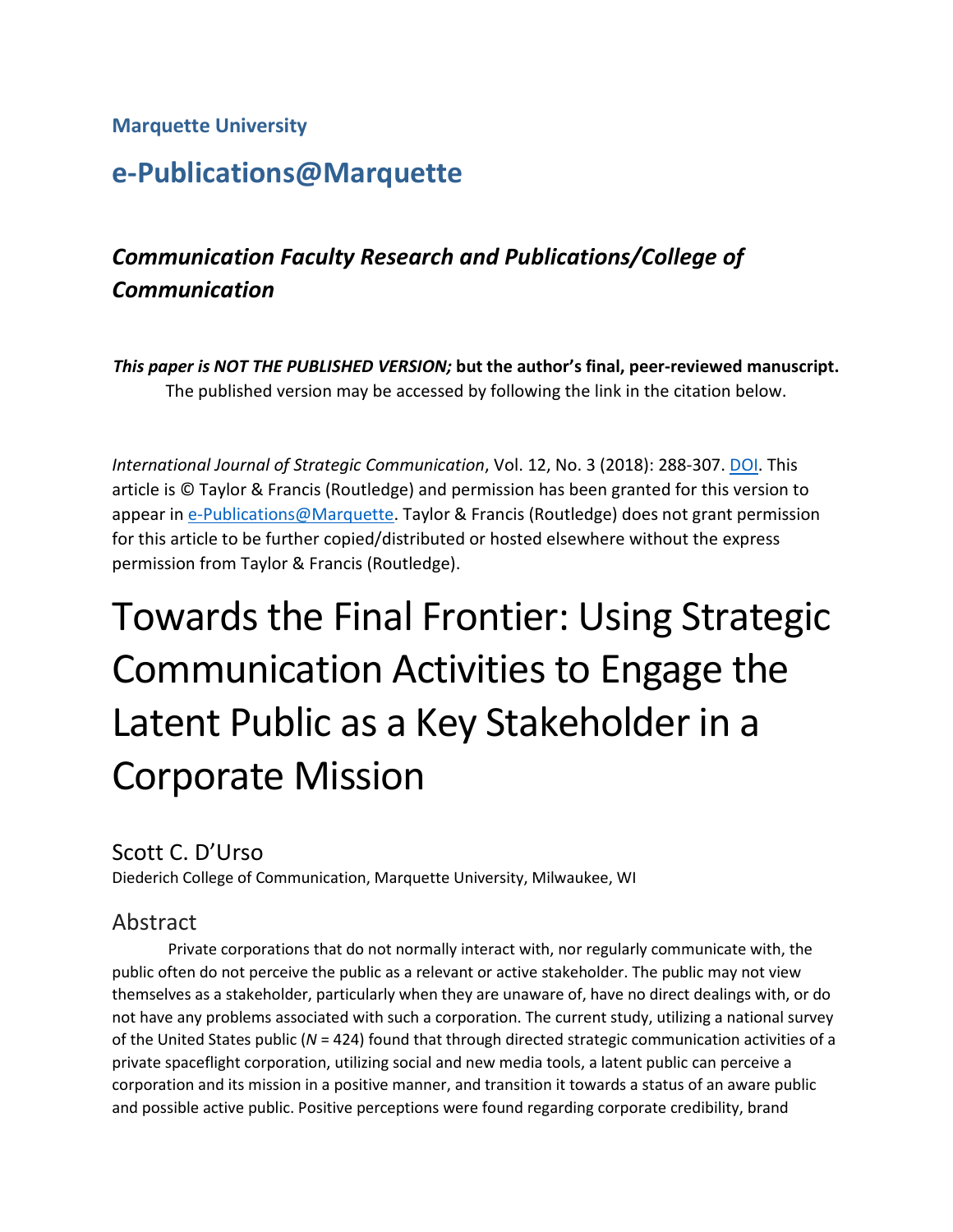Marquette University

# e-Publications@Marquette

## *Communication Faculty Research and Publications/College of Communication*

***This paper is NOT THE PUBLISHED VERSION;* but the author's final, peer-reviewed manuscript.** The published version may be accessed by following the link in the citation below.

*International Journal of Strategic Communication*, Vol. 12, No. 3 (2018): 288-307. DOI. This article is © Taylor & Francis (Routledge) and permission has been granted for this version to appear in e-Publications@Marquette. Taylor & Francis (Routledge) does not grant permission for this article to be further copied/distributed or hosted elsewhere without the express permission from Taylor & Francis (Routledge).

# Towards the Final Frontier: Using Strategic Communication Activities to Engage the Latent Public as a Key Stakeholder in a Corporate Mission

Scott C. D'Urso

Diederich College of Communication, Marquette University, Milwaukee, WI

## Abstract

Private corporations that do not normally interact with, nor regularly communicate with, the public often do not perceive the public as a relevant or active stakeholder. The public may not view themselves as a stakeholder, particularly when they are unaware of, have no direct dealings with, or do not have any problems associated with such a corporation. The current study, utilizing a national survey of the United States public ($N = 424$) found that through directed strategic communication activities of a private spaceflight corporation, utilizing social and new media tools, a latent public can perceive a corporation and its mission in a positive manner, and transition it towards a status of an aware public and possible active public. Positive perceptions were found regarding corporate credibility, brand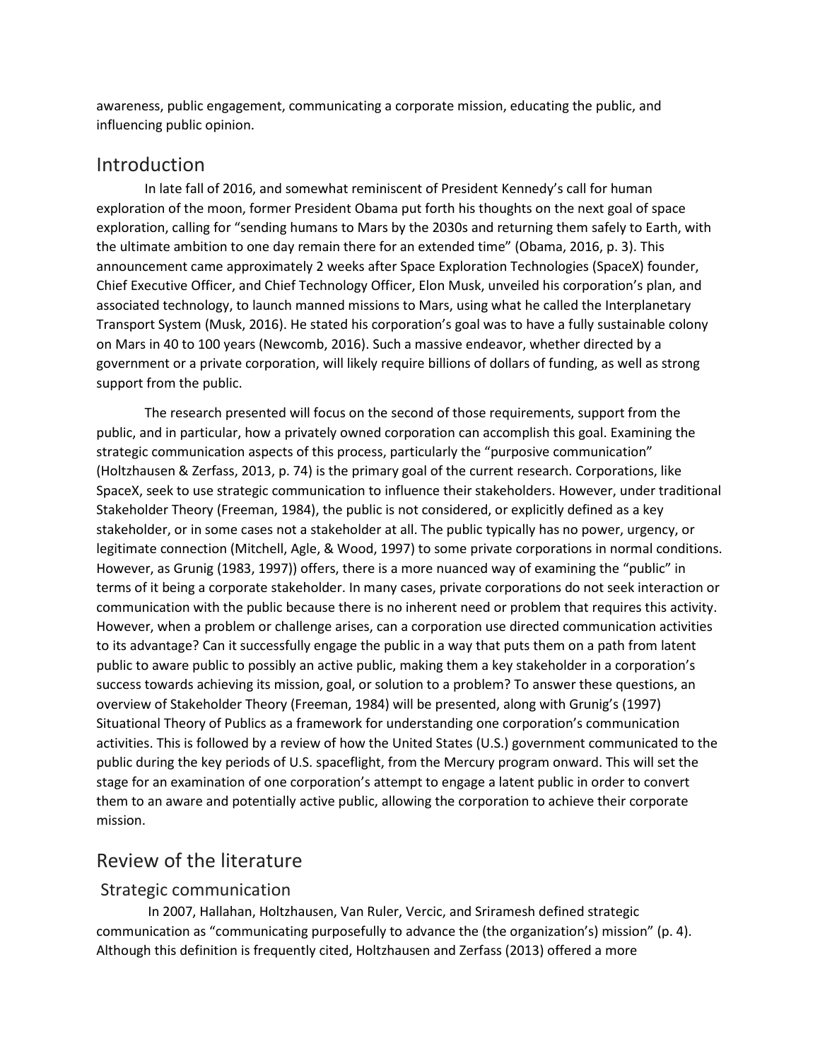awareness, public engagement, communicating a corporate mission, educating the public, and influencing public opinion.

## Introduction

In late fall of 2016, and somewhat reminiscent of President Kennedy's call for human exploration of the moon, former President Obama put forth his thoughts on the next goal of space exploration, calling for "sending humans to Mars by the 2030s and returning them safely to Earth, with the ultimate ambition to one day remain there for an extended time" (Obama, 2016, p. 3). This announcement came approximately 2 weeks after Space Exploration Technologies (SpaceX) founder, Chief Executive Officer, and Chief Technology Officer, Elon Musk, unveiled his corporation's plan, and associated technology, to launch manned missions to Mars, using what he called the Interplanetary Transport System (Musk, 2016). He stated his corporation's goal was to have a fully sustainable colony on Mars in 40 to 100 years (Newcomb, 2016). Such a massive endeavor, whether directed by a government or a private corporation, will likely require billions of dollars of funding, as well as strong support from the public.

The research presented will focus on the second of those requirements, support from the public, and in particular, how a privately owned corporation can accomplish this goal. Examining the strategic communication aspects of this process, particularly the "purposive communication" (Holtzhausen & Zerfass, 2013, p. 74) is the primary goal of the current research. Corporations, like SpaceX, seek to use strategic communication to influence their stakeholders. However, under traditional Stakeholder Theory (Freeman, 1984), the public is not considered, or explicitly defined as a key stakeholder, or in some cases not a stakeholder at all. The public typically has no power, urgency, or legitimate connection (Mitchell, Agle, & Wood, 1997) to some private corporations in normal conditions. However, as Grunig (1983, 1997)) offers, there is a more nuanced way of examining the "public" in terms of it being a corporate stakeholder. In many cases, private corporations do not seek interaction or communication with the public because there is no inherent need or problem that requires this activity. However, when a problem or challenge arises, can a corporation use directed communication activities to its advantage? Can it successfully engage the public in a way that puts them on a path from latent public to aware public to possibly an active public, making them a key stakeholder in a corporation's success towards achieving its mission, goal, or solution to a problem? To answer these questions, an overview of Stakeholder Theory (Freeman, 1984) will be presented, along with Grunig's (1997) Situational Theory of Publics as a framework for understanding one corporation's communication activities. This is followed by a review of how the United States (U.S.) government communicated to the public during the key periods of U.S. spaceflight, from the Mercury program onward. This will set the stage for an examination of one corporation's attempt to engage a latent public in order to convert them to an aware and potentially active public, allowing the corporation to achieve their corporate mission.

## Review of the literature

### Strategic communication

In 2007, Hallahan, Holtzhausen, Van Ruler, Vercic, and Sriramesh defined strategic communication as "communicating purposefully to advance the (the organization's) mission" (p. 4). Although this definition is frequently cited, Holtzhausen and Zerfass (2013) offered a more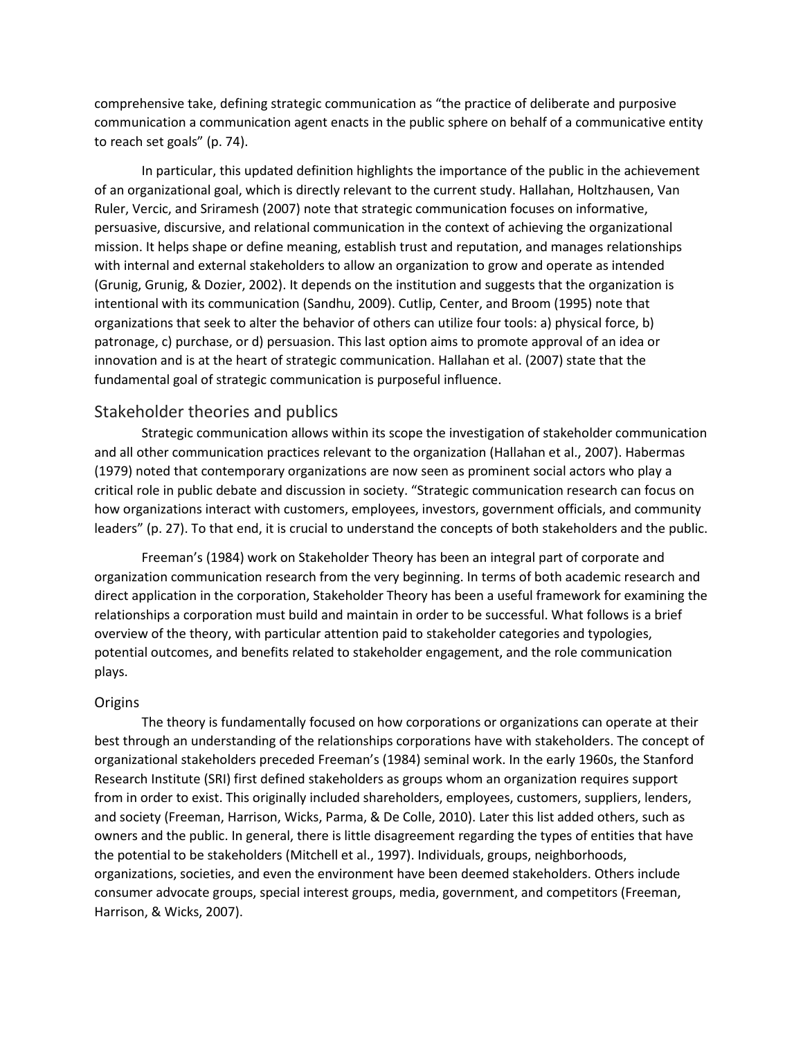comprehensive take, defining strategic communication as "the practice of deliberate and purposive communication a communication agent enacts in the public sphere on behalf of a communicative entity to reach set goals" (p. 74).

In particular, this updated definition highlights the importance of the public in the achievement of an organizational goal, which is directly relevant to the current study. Hallahan, Holtzhausen, Van Ruler, Vercic, and Sriramesh (2007) note that strategic communication focuses on informative, persuasive, discursive, and relational communication in the context of achieving the organizational mission. It helps shape or define meaning, establish trust and reputation, and manages relationships with internal and external stakeholders to allow an organization to grow and operate as intended (Grunig, Grunig, & Dozier, 2002). It depends on the institution and suggests that the organization is intentional with its communication (Sandhu, 2009). Cutlip, Center, and Broom (1995) note that organizations that seek to alter the behavior of others can utilize four tools: a) physical force, b) patronage, c) purchase, or d) persuasion. This last option aims to promote approval of an idea or innovation and is at the heart of strategic communication. Hallahan et al. (2007) state that the fundamental goal of strategic communication is purposeful influence.

## Stakeholder theories and publics

Strategic communication allows within its scope the investigation of stakeholder communication and all other communication practices relevant to the organization (Hallahan et al., 2007). Habermas (1979) noted that contemporary organizations are now seen as prominent social actors who play a critical role in public debate and discussion in society. "Strategic communication research can focus on how organizations interact with customers, employees, investors, government officials, and community leaders" (p. 27). To that end, it is crucial to understand the concepts of both stakeholders and the public.

Freeman's (1984) work on Stakeholder Theory has been an integral part of corporate and organization communication research from the very beginning. In terms of both academic research and direct application in the corporation, Stakeholder Theory has been a useful framework for examining the relationships a corporation must build and maintain in order to be successful. What follows is a brief overview of the theory, with particular attention paid to stakeholder categories and typologies, potential outcomes, and benefits related to stakeholder engagement, and the role communication plays.

### Origins

The theory is fundamentally focused on how corporations or organizations can operate at their best through an understanding of the relationships corporations have with stakeholders. The concept of organizational stakeholders preceded Freeman's (1984) seminal work. In the early 1960s, the Stanford Research Institute (SRI) first defined stakeholders as groups whom an organization requires support from in order to exist. This originally included shareholders, employees, customers, suppliers, lenders, and society (Freeman, Harrison, Wicks, Parma, & De Colle, 2010). Later this list added others, such as owners and the public. In general, there is little disagreement regarding the types of entities that have the potential to be stakeholders (Mitchell et al., 1997). Individuals, groups, neighborhoods, organizations, societies, and even the environment have been deemed stakeholders. Others include consumer advocate groups, special interest groups, media, government, and competitors (Freeman, Harrison, & Wicks, 2007).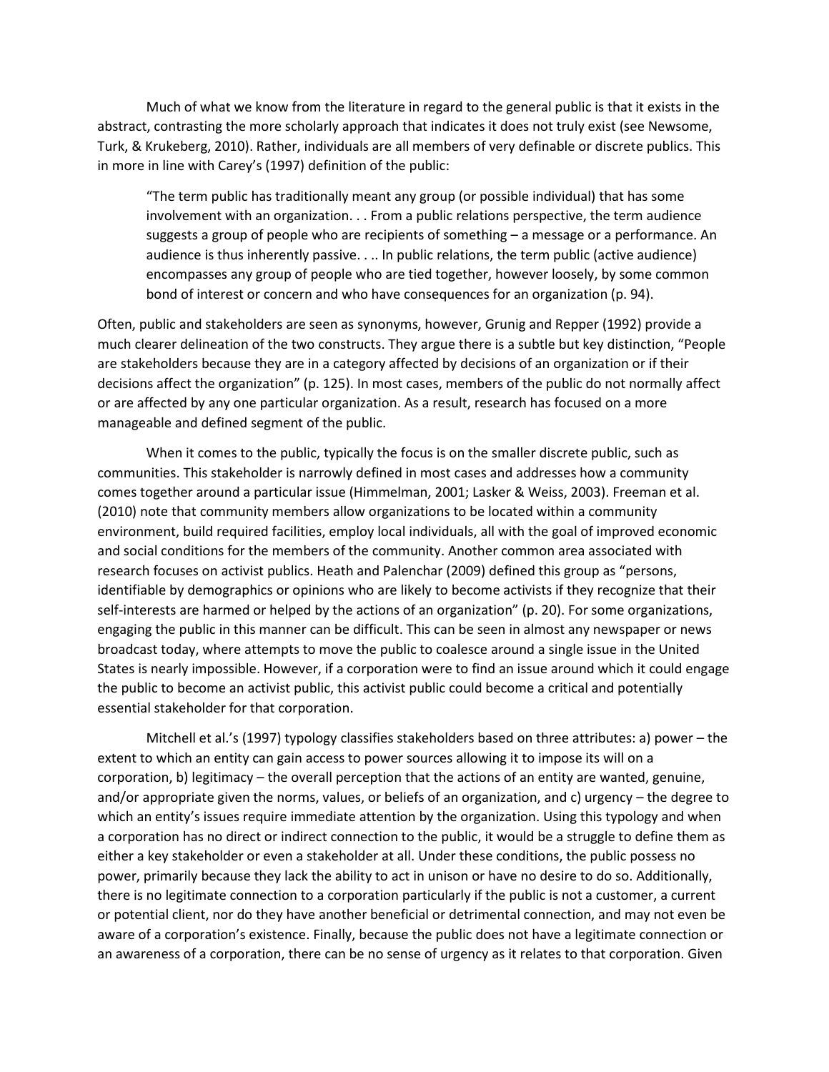Much of what we know from the literature in regard to the general public is that it exists in the abstract, contrasting the more scholarly approach that indicates it does not truly exist (see Newsome, Turk, & Krukeberg, 2010). Rather, individuals are all members of very definable or discrete publics. This in more in line with Carey's (1997) definition of the public:

> "The term public has traditionally meant any group (or possible individual) that has some involvement with an organization. . . From a public relations perspective, the term audience suggests a group of people who are recipients of something – a message or a performance. An audience is thus inherently passive. . .. In public relations, the term public (active audience) encompasses any group of people who are tied together, however loosely, by some common bond of interest or concern and who have consequences for an organization (p. 94).

Often, public and stakeholders are seen as synonyms, however, Grunig and Repper (1992) provide a much clearer delineation of the two constructs. They argue there is a subtle but key distinction, "People are stakeholders because they are in a category affected by decisions of an organization or if their decisions affect the organization" (p. 125). In most cases, members of the public do not normally affect or are affected by any one particular organization. As a result, research has focused on a more manageable and defined segment of the public.

When it comes to the public, typically the focus is on the smaller discrete public, such as communities. This stakeholder is narrowly defined in most cases and addresses how a community comes together around a particular issue (Himmelman, 2001; Lasker & Weiss, 2003). Freeman et al. (2010) note that community members allow organizations to be located within a community environment, build required facilities, employ local individuals, all with the goal of improved economic and social conditions for the members of the community. Another common area associated with research focuses on activist publics. Heath and Palenchar (2009) defined this group as "persons, identifiable by demographics or opinions who are likely to become activists if they recognize that their self-interests are harmed or helped by the actions of an organization" (p. 20). For some organizations, engaging the public in this manner can be difficult. This can be seen in almost any newspaper or news broadcast today, where attempts to move the public to coalesce around a single issue in the United States is nearly impossible. However, if a corporation were to find an issue around which it could engage the public to become an activist public, this activist public could become a critical and potentially essential stakeholder for that corporation.

Mitchell et al.'s (1997) typology classifies stakeholders based on three attributes: a) power – the extent to which an entity can gain access to power sources allowing it to impose its will on a corporation, b) legitimacy – the overall perception that the actions of an entity are wanted, genuine, and/or appropriate given the norms, values, or beliefs of an organization, and c) urgency – the degree to which an entity's issues require immediate attention by the organization. Using this typology and when a corporation has no direct or indirect connection to the public, it would be a struggle to define them as either a key stakeholder or even a stakeholder at all. Under these conditions, the public possess no power, primarily because they lack the ability to act in unison or have no desire to do so. Additionally, there is no legitimate connection to a corporation particularly if the public is not a customer, a current or potential client, nor do they have another beneficial or detrimental connection, and may not even be aware of a corporation's existence. Finally, because the public does not have a legitimate connection or an awareness of a corporation, there can be no sense of urgency as it relates to that corporation. Given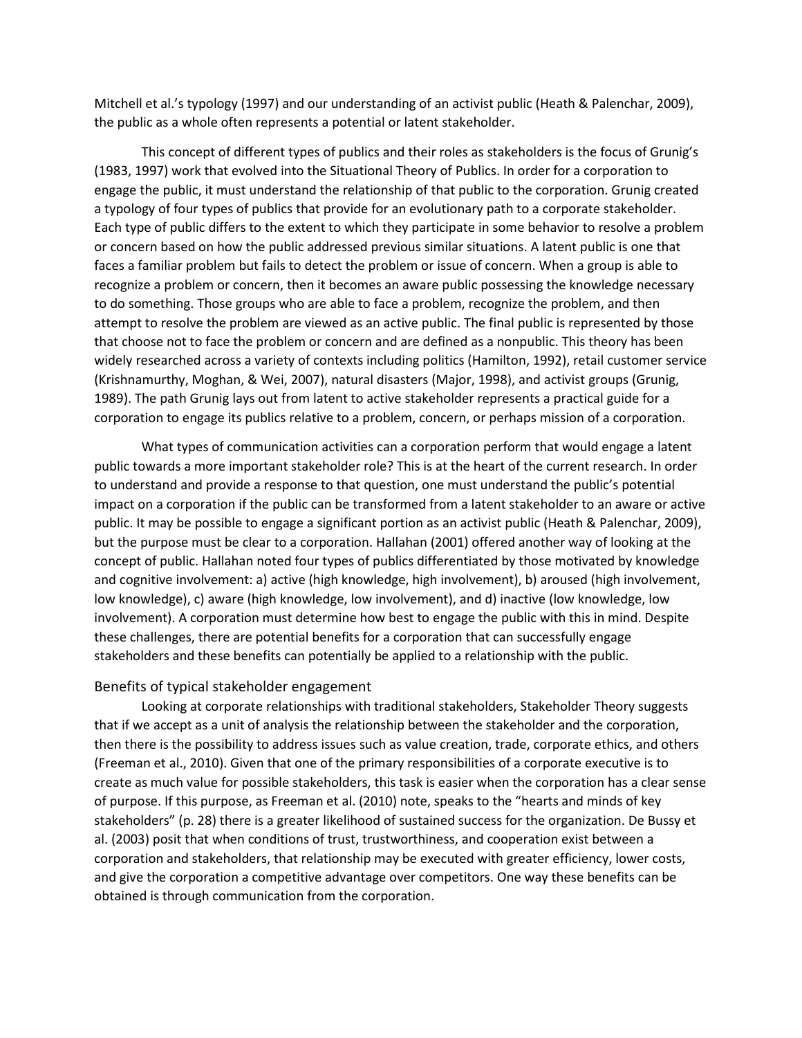Mitchell et al.'s typology (1997) and our understanding of an activist public (Heath & Palenchar, 2009), the public as a whole often represents a potential or latent stakeholder.

This concept of different types of publics and their roles as stakeholders is the focus of Grunig's (1983, 1997) work that evolved into the Situational Theory of Publics. In order for a corporation to engage the public, it must understand the relationship of that public to the corporation. Grunig created a typology of four types of publics that provide for an evolutionary path to a corporate stakeholder. Each type of public differs to the extent to which they participate in some behavior to resolve a problem or concern based on how the public addressed previous similar situations. A latent public is one that faces a familiar problem but fails to detect the problem or issue of concern. When a group is able to recognize a problem or concern, then it becomes an aware public possessing the knowledge necessary to do something. Those groups who are able to face a problem, recognize the problem, and then attempt to resolve the problem are viewed as an active public. The final public is represented by those that choose not to face the problem or concern and are defined as a nonpublic. This theory has been widely researched across a variety of contexts including politics (Hamilton, 1992), retail customer service (Krishnamurthy, Moghan, & Wei, 2007), natural disasters (Major, 1998), and activist groups (Grunig, 1989). The path Grunig lays out from latent to active stakeholder represents a practical guide for a corporation to engage its publics relative to a problem, concern, or perhaps mission of a corporation.

What types of communication activities can a corporation perform that would engage a latent public towards a more important stakeholder role? This is at the heart of the current research. In order to understand and provide a response to that question, one must understand the public's potential impact on a corporation if the public can be transformed from a latent stakeholder to an aware or active public. It may be possible to engage a significant portion as an activist public (Heath & Palenchar, 2009), but the purpose must be clear to a corporation. Hallahan (2001) offered another way of looking at the concept of public. Hallahan noted four types of publics differentiated by those motivated by knowledge and cognitive involvement: a) active (high knowledge, high involvement), b) aroused (high involvement, low knowledge), c) aware (high knowledge, low involvement), and d) inactive (low knowledge, low involvement). A corporation must determine how best to engage the public with this in mind. Despite these challenges, there are potential benefits for a corporation that can successfully engage stakeholders and these benefits can potentially be applied to a relationship with the public.

## Benefits of typical stakeholder engagement

Looking at corporate relationships with traditional stakeholders, Stakeholder Theory suggests that if we accept as a unit of analysis the relationship between the stakeholder and the corporation, then there is the possibility to address issues such as value creation, trade, corporate ethics, and others (Freeman et al., 2010). Given that one of the primary responsibilities of a corporate executive is to create as much value for possible stakeholders, this task is easier when the corporation has a clear sense of purpose. If this purpose, as Freeman et al. (2010) note, speaks to the "hearts and minds of key stakeholders" (p. 28) there is a greater likelihood of sustained success for the organization. De Bussy et al. (2003) posit that when conditions of trust, trustworthiness, and cooperation exist between a corporation and stakeholders, that relationship may be executed with greater efficiency, lower costs, and give the corporation a competitive advantage over competitors. One way these benefits can be obtained is through communication from the corporation.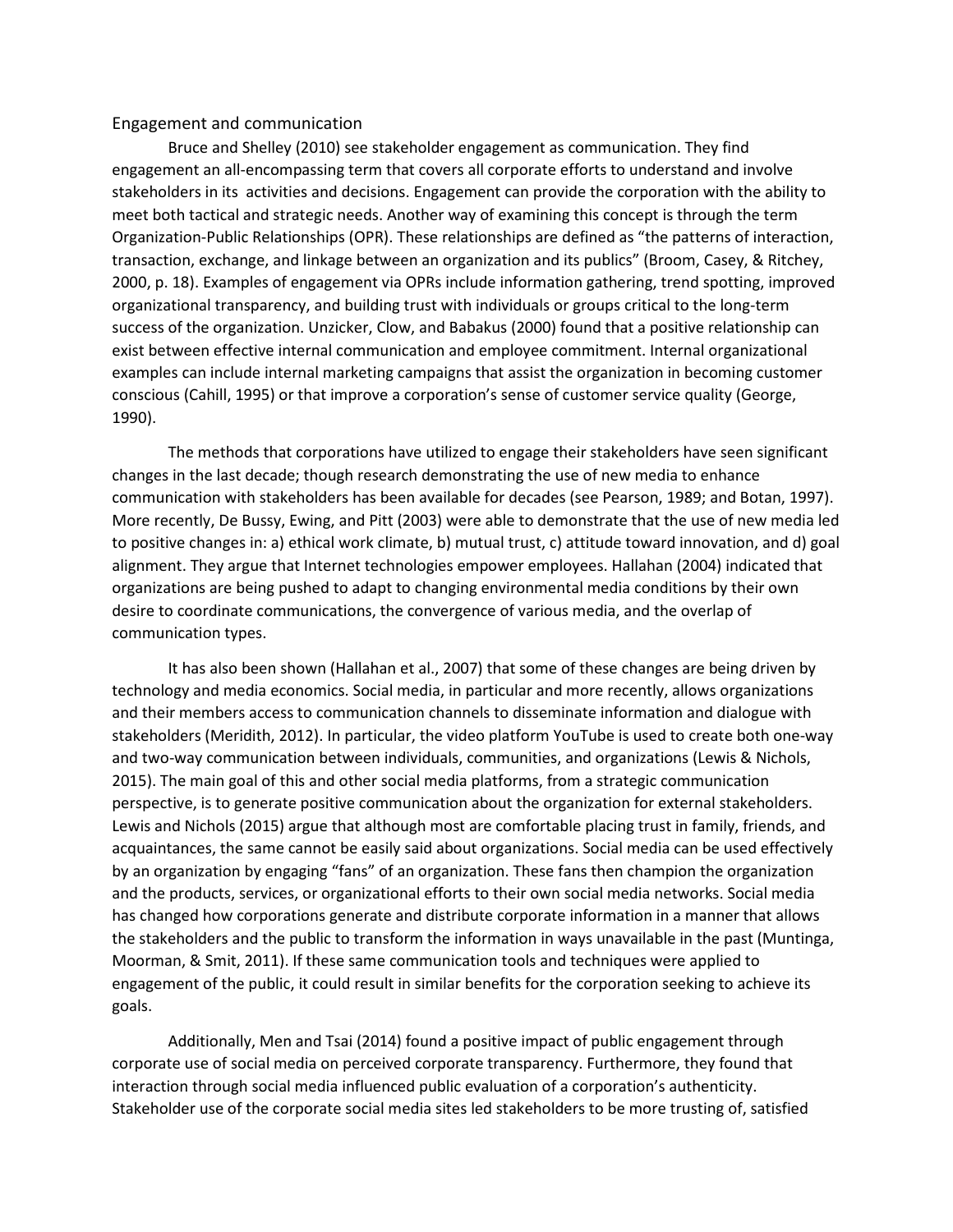## Engagement and communication

Bruce and Shelley (2010) see stakeholder engagement as communication. They find engagement an all-encompassing term that covers all corporate efforts to understand and involve stakeholders in its activities and decisions. Engagement can provide the corporation with the ability to meet both tactical and strategic needs. Another way of examining this concept is through the term Organization-Public Relationships (OPR). These relationships are defined as "the patterns of interaction, transaction, exchange, and linkage between an organization and its publics" (Broom, Casey, & Ritchey, 2000, p. 18). Examples of engagement via OPRs include information gathering, trend spotting, improved organizational transparency, and building trust with individuals or groups critical to the long-term success of the organization. Unzicker, Clow, and Babakus (2000) found that a positive relationship can exist between effective internal communication and employee commitment. Internal organizational examples can include internal marketing campaigns that assist the organization in becoming customer conscious (Cahill, 1995) or that improve a corporation's sense of customer service quality (George, 1990).

The methods that corporations have utilized to engage their stakeholders have seen significant changes in the last decade; though research demonstrating the use of new media to enhance communication with stakeholders has been available for decades (see Pearson, 1989; and Botan, 1997). More recently, De Bussy, Ewing, and Pitt (2003) were able to demonstrate that the use of new media led to positive changes in: a) ethical work climate, b) mutual trust, c) attitude toward innovation, and d) goal alignment. They argue that Internet technologies empower employees. Hallahan (2004) indicated that organizations are being pushed to adapt to changing environmental media conditions by their own desire to coordinate communications, the convergence of various media, and the overlap of communication types.

It has also been shown (Hallahan et al., 2007) that some of these changes are being driven by technology and media economics. Social media, in particular and more recently, allows organizations and their members access to communication channels to disseminate information and dialogue with stakeholders (Meridith, 2012). In particular, the video platform YouTube is used to create both one-way and two-way communication between individuals, communities, and organizations (Lewis & Nichols, 2015). The main goal of this and other social media platforms, from a strategic communication perspective, is to generate positive communication about the organization for external stakeholders. Lewis and Nichols (2015) argue that although most are comfortable placing trust in family, friends, and acquaintances, the same cannot be easily said about organizations. Social media can be used effectively by an organization by engaging "fans" of an organization. These fans then champion the organization and the products, services, or organizational efforts to their own social media networks. Social media has changed how corporations generate and distribute corporate information in a manner that allows the stakeholders and the public to transform the information in ways unavailable in the past (Muntinga, Moorman, & Smit, 2011). If these same communication tools and techniques were applied to engagement of the public, it could result in similar benefits for the corporation seeking to achieve its goals.

Additionally, Men and Tsai (2014) found a positive impact of public engagement through corporate use of social media on perceived corporate transparency. Furthermore, they found that interaction through social media influenced public evaluation of a corporation's authenticity. Stakeholder use of the corporate social media sites led stakeholders to be more trusting of, satisfied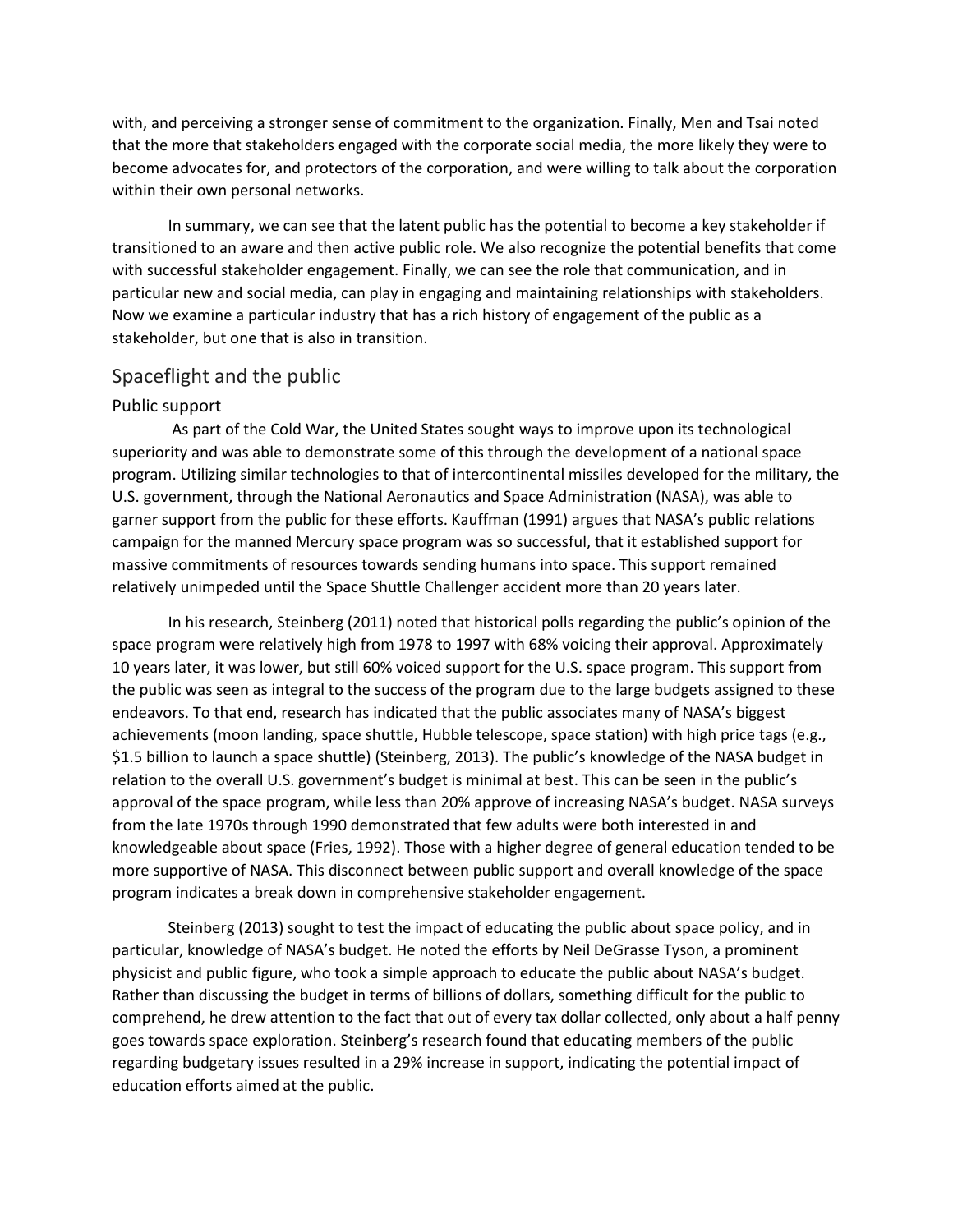with, and perceiving a stronger sense of commitment to the organization. Finally, Men and Tsai noted that the more that stakeholders engaged with the corporate social media, the more likely they were to become advocates for, and protectors of the corporation, and were willing to talk about the corporation within their own personal networks.

In summary, we can see that the latent public has the potential to become a key stakeholder if transitioned to an aware and then active public role. We also recognize the potential benefits that come with successful stakeholder engagement. Finally, we can see the role that communication, and in particular new and social media, can play in engaging and maintaining relationships with stakeholders. Now we examine a particular industry that has a rich history of engagement of the public as a stakeholder, but one that is also in transition.

## Spaceflight and the public

### Public support

As part of the Cold War, the United States sought ways to improve upon its technological superiority and was able to demonstrate some of this through the development of a national space program. Utilizing similar technologies to that of intercontinental missiles developed for the military, the U.S. government, through the National Aeronautics and Space Administration (NASA), was able to garner support from the public for these efforts. Kauffman (1991) argues that NASA's public relations campaign for the manned Mercury space program was so successful, that it established support for massive commitments of resources towards sending humans into space. This support remained relatively unimpeded until the Space Shuttle Challenger accident more than 20 years later.

In his research, Steinberg (2011) noted that historical polls regarding the public's opinion of the space program were relatively high from 1978 to 1997 with 68% voicing their approval. Approximately 10 years later, it was lower, but still 60% voiced support for the U.S. space program. This support from the public was seen as integral to the success of the program due to the large budgets assigned to these endeavors. To that end, research has indicated that the public associates many of NASA's biggest achievements (moon landing, space shuttle, Hubble telescope, space station) with high price tags (e.g., $1.5 billion to launch a space shuttle) (Steinberg, 2013). The public's knowledge of the NASA budget in relation to the overall U.S. government's budget is minimal at best. This can be seen in the public's approval of the space program, while less than 20% approve of increasing NASA's budget. NASA surveys from the late 1970s through 1990 demonstrated that few adults were both interested in and knowledgeable about space (Fries, 1992). Those with a higher degree of general education tended to be more supportive of NASA. This disconnect between public support and overall knowledge of the space program indicates a break down in comprehensive stakeholder engagement.

Steinberg (2013) sought to test the impact of educating the public about space policy, and in particular, knowledge of NASA's budget. He noted the efforts by Neil DeGrasse Tyson, a prominent physicist and public figure, who took a simple approach to educate the public about NASA's budget. Rather than discussing the budget in terms of billions of dollars, something difficult for the public to comprehend, he drew attention to the fact that out of every tax dollar collected, only about a half penny goes towards space exploration. Steinberg's research found that educating members of the public regarding budgetary issues resulted in a 29% increase in support, indicating the potential impact of education efforts aimed at the public.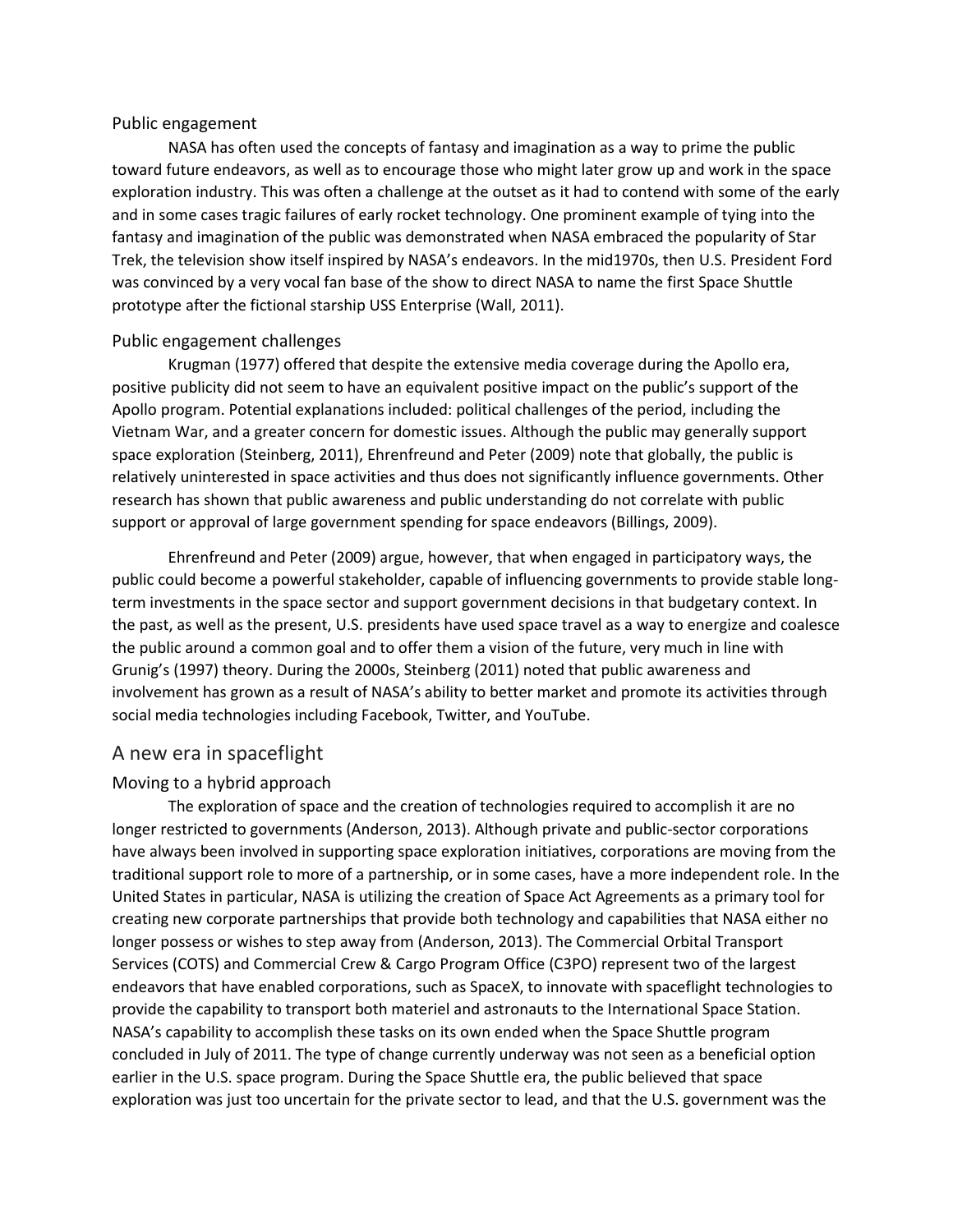### Public engagement

NASA has often used the concepts of fantasy and imagination as a way to prime the public toward future endeavors, as well as to encourage those who might later grow up and work in the space exploration industry. This was often a challenge at the outset as it had to contend with some of the early and in some cases tragic failures of early rocket technology. One prominent example of tying into the fantasy and imagination of the public was demonstrated when NASA embraced the popularity of Star Trek, the television show itself inspired by NASA's endeavors. In the mid1970s, then U.S. President Ford was convinced by a very vocal fan base of the show to direct NASA to name the first Space Shuttle prototype after the fictional starship USS Enterprise (Wall, 2011).

### Public engagement challenges

Krugman (1977) offered that despite the extensive media coverage during the Apollo era, positive publicity did not seem to have an equivalent positive impact on the public's support of the Apollo program. Potential explanations included: political challenges of the period, including the Vietnam War, and a greater concern for domestic issues. Although the public may generally support space exploration (Steinberg, 2011), Ehrenfreund and Peter (2009) note that globally, the public is relatively uninterested in space activities and thus does not significantly influence governments. Other research has shown that public awareness and public understanding do not correlate with public support or approval of large government spending for space endeavors (Billings, 2009).

Ehrenfreund and Peter (2009) argue, however, that when engaged in participatory ways, the public could become a powerful stakeholder, capable of influencing governments to provide stable long-term investments in the space sector and support government decisions in that budgetary context. In the past, as well as the present, U.S. presidents have used space travel as a way to energize and coalesce the public around a common goal and to offer them a vision of the future, very much in line with Grunig's (1997) theory. During the 2000s, Steinberg (2011) noted that public awareness and involvement has grown as a result of NASA's ability to better market and promote its activities through social media technologies including Facebook, Twitter, and YouTube.

## A new era in spaceflight

### Moving to a hybrid approach

The exploration of space and the creation of technologies required to accomplish it are no longer restricted to governments (Anderson, 2013). Although private and public-sector corporations have always been involved in supporting space exploration initiatives, corporations are moving from the traditional support role to more of a partnership, or in some cases, have a more independent role. In the United States in particular, NASA is utilizing the creation of Space Act Agreements as a primary tool for creating new corporate partnerships that provide both technology and capabilities that NASA either no longer possess or wishes to step away from (Anderson, 2013). The Commercial Orbital Transport Services (COTS) and Commercial Crew & Cargo Program Office (C3PO) represent two of the largest endeavors that have enabled corporations, such as SpaceX, to innovate with spaceflight technologies to provide the capability to transport both materiel and astronauts to the International Space Station. NASA's capability to accomplish these tasks on its own ended when the Space Shuttle program concluded in July of 2011. The type of change currently underway was not seen as a beneficial option earlier in the U.S. space program. During the Space Shuttle era, the public believed that space exploration was just too uncertain for the private sector to lead, and that the U.S. government was the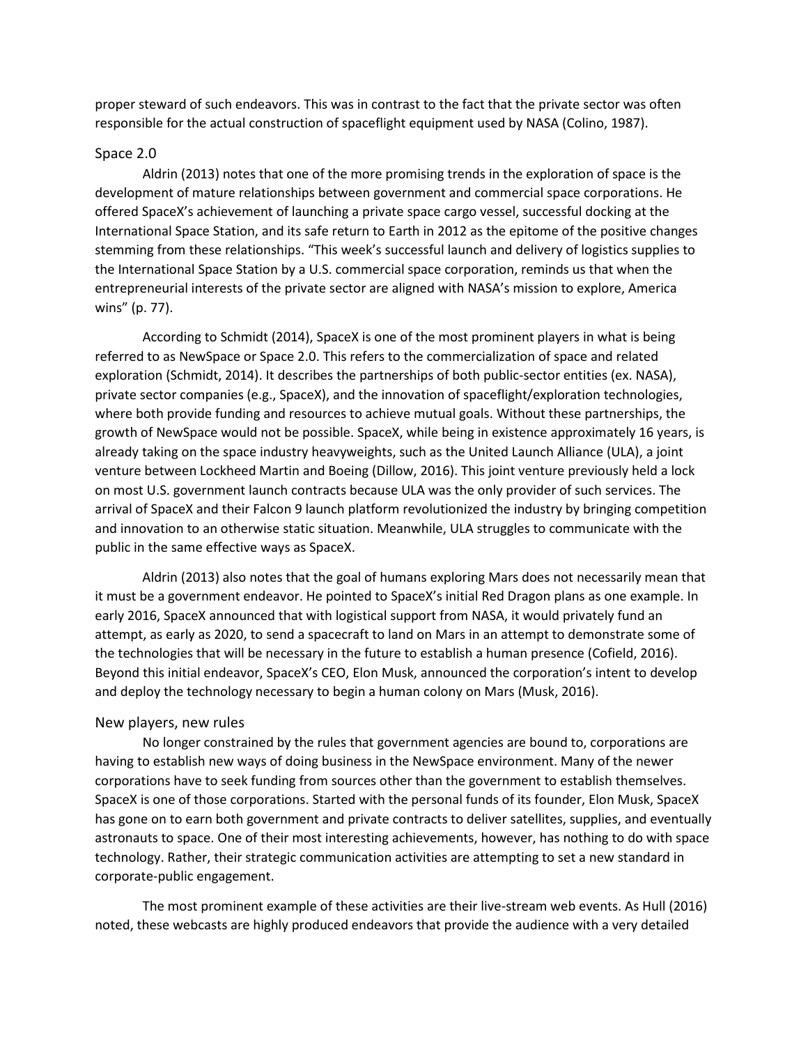proper steward of such endeavors. This was in contrast to the fact that the private sector was often responsible for the actual construction of spaceflight equipment used by NASA (Colino, 1987).

## Space 2.0

Aldrin (2013) notes that one of the more promising trends in the exploration of space is the development of mature relationships between government and commercial space corporations. He offered SpaceX's achievement of launching a private space cargo vessel, successful docking at the International Space Station, and its safe return to Earth in 2012 as the epitome of the positive changes stemming from these relationships. "This week's successful launch and delivery of logistics supplies to the International Space Station by a U.S. commercial space corporation, reminds us that when the entrepreneurial interests of the private sector are aligned with NASA's mission to explore, America wins" (p. 77).

According to Schmidt (2014), SpaceX is one of the most prominent players in what is being referred to as NewSpace or Space 2.0. This refers to the commercialization of space and related exploration (Schmidt, 2014). It describes the partnerships of both public-sector entities (ex. NASA), private sector companies (e.g., SpaceX), and the innovation of spaceflight/exploration technologies, where both provide funding and resources to achieve mutual goals. Without these partnerships, the growth of NewSpace would not be possible. SpaceX, while being in existence approximately 16 years, is already taking on the space industry heavyweights, such as the United Launch Alliance (ULA), a joint venture between Lockheed Martin and Boeing (Dillow, 2016). This joint venture previously held a lock on most U.S. government launch contracts because ULA was the only provider of such services. The arrival of SpaceX and their Falcon 9 launch platform revolutionized the industry by bringing competition and innovation to an otherwise static situation. Meanwhile, ULA struggles to communicate with the public in the same effective ways as SpaceX.

Aldrin (2013) also notes that the goal of humans exploring Mars does not necessarily mean that it must be a government endeavor. He pointed to SpaceX's initial Red Dragon plans as one example. In early 2016, SpaceX announced that with logistical support from NASA, it would privately fund an attempt, as early as 2020, to send a spacecraft to land on Mars in an attempt to demonstrate some of the technologies that will be necessary in the future to establish a human presence (Cofield, 2016). Beyond this initial endeavor, SpaceX's CEO, Elon Musk, announced the corporation's intent to develop and deploy the technology necessary to begin a human colony on Mars (Musk, 2016).

## New players, new rules

No longer constrained by the rules that government agencies are bound to, corporations are having to establish new ways of doing business in the NewSpace environment. Many of the newer corporations have to seek funding from sources other than the government to establish themselves. SpaceX is one of those corporations. Started with the personal funds of its founder, Elon Musk, SpaceX has gone on to earn both government and private contracts to deliver satellites, supplies, and eventually astronauts to space. One of their most interesting achievements, however, has nothing to do with space technology. Rather, their strategic communication activities are attempting to set a new standard in corporate-public engagement.

The most prominent example of these activities are their live-stream web events. As Hull (2016) noted, these webcasts are highly produced endeavors that provide the audience with a very detailed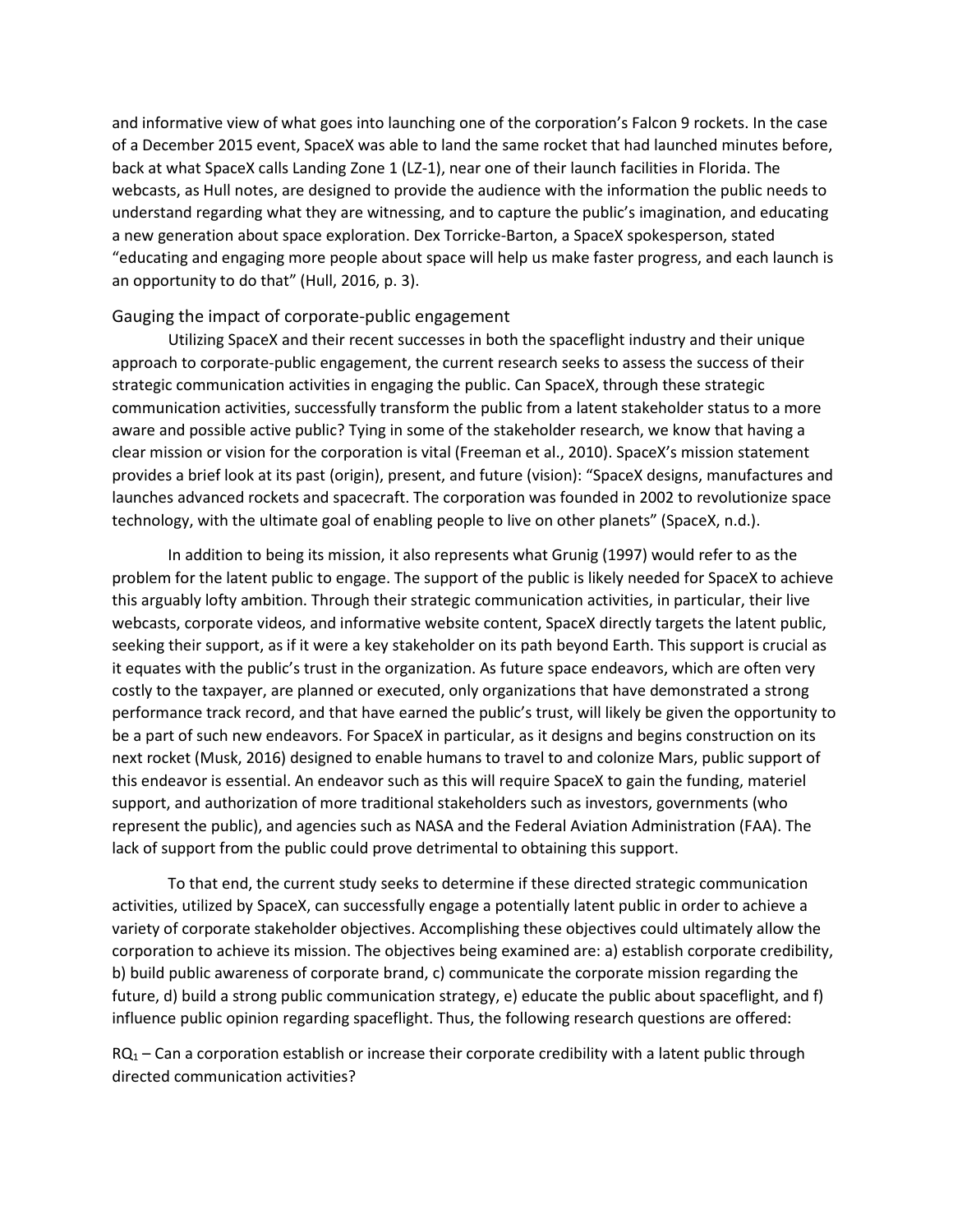and informative view of what goes into launching one of the corporation's Falcon 9 rockets. In the case of a December 2015 event, SpaceX was able to land the same rocket that had launched minutes before, back at what SpaceX calls Landing Zone 1 (LZ-1), near one of their launch facilities in Florida. The webcasts, as Hull notes, are designed to provide the audience with the information the public needs to understand regarding what they are witnessing, and to capture the public's imagination, and educating a new generation about space exploration. Dex Torricke-Barton, a SpaceX spokesperson, stated "educating and engaging more people about space will help us make faster progress, and each launch is an opportunity to do that" (Hull, 2016, p. 3).

## Gauging the impact of corporate-public engagement

Utilizing SpaceX and their recent successes in both the spaceflight industry and their unique approach to corporate-public engagement, the current research seeks to assess the success of their strategic communication activities in engaging the public. Can SpaceX, through these strategic communication activities, successfully transform the public from a latent stakeholder status to a more aware and possible active public? Tying in some of the stakeholder research, we know that having a clear mission or vision for the corporation is vital (Freeman et al., 2010). SpaceX's mission statement provides a brief look at its past (origin), present, and future (vision): "SpaceX designs, manufactures and launches advanced rockets and spacecraft. The corporation was founded in 2002 to revolutionize space technology, with the ultimate goal of enabling people to live on other planets" (SpaceX, n.d.).

In addition to being its mission, it also represents what Grunig (1997) would refer to as the problem for the latent public to engage. The support of the public is likely needed for SpaceX to achieve this arguably lofty ambition. Through their strategic communication activities, in particular, their live webcasts, corporate videos, and informative website content, SpaceX directly targets the latent public, seeking their support, as if it were a key stakeholder on its path beyond Earth. This support is crucial as it equates with the public's trust in the organization. As future space endeavors, which are often very costly to the taxpayer, are planned or executed, only organizations that have demonstrated a strong performance track record, and that have earned the public's trust, will likely be given the opportunity to be a part of such new endeavors. For SpaceX in particular, as it designs and begins construction on its next rocket (Musk, 2016) designed to enable humans to travel to and colonize Mars, public support of this endeavor is essential. An endeavor such as this will require SpaceX to gain the funding, materiel support, and authorization of more traditional stakeholders such as investors, governments (who represent the public), and agencies such as NASA and the Federal Aviation Administration (FAA). The lack of support from the public could prove detrimental to obtaining this support.

To that end, the current study seeks to determine if these directed strategic communication activities, utilized by SpaceX, can successfully engage a potentially latent public in order to achieve a variety of corporate stakeholder objectives. Accomplishing these objectives could ultimately allow the corporation to achieve its mission. The objectives being examined are: a) establish corporate credibility, b) build public awareness of corporate brand, c) communicate the corporate mission regarding the future, d) build a strong public communication strategy, e) educate the public about spaceflight, and f) influence public opinion regarding spaceflight. Thus, the following research questions are offered:

$RQ_1$ – Can a corporation establish or increase their corporate credibility with a latent public through directed communication activities?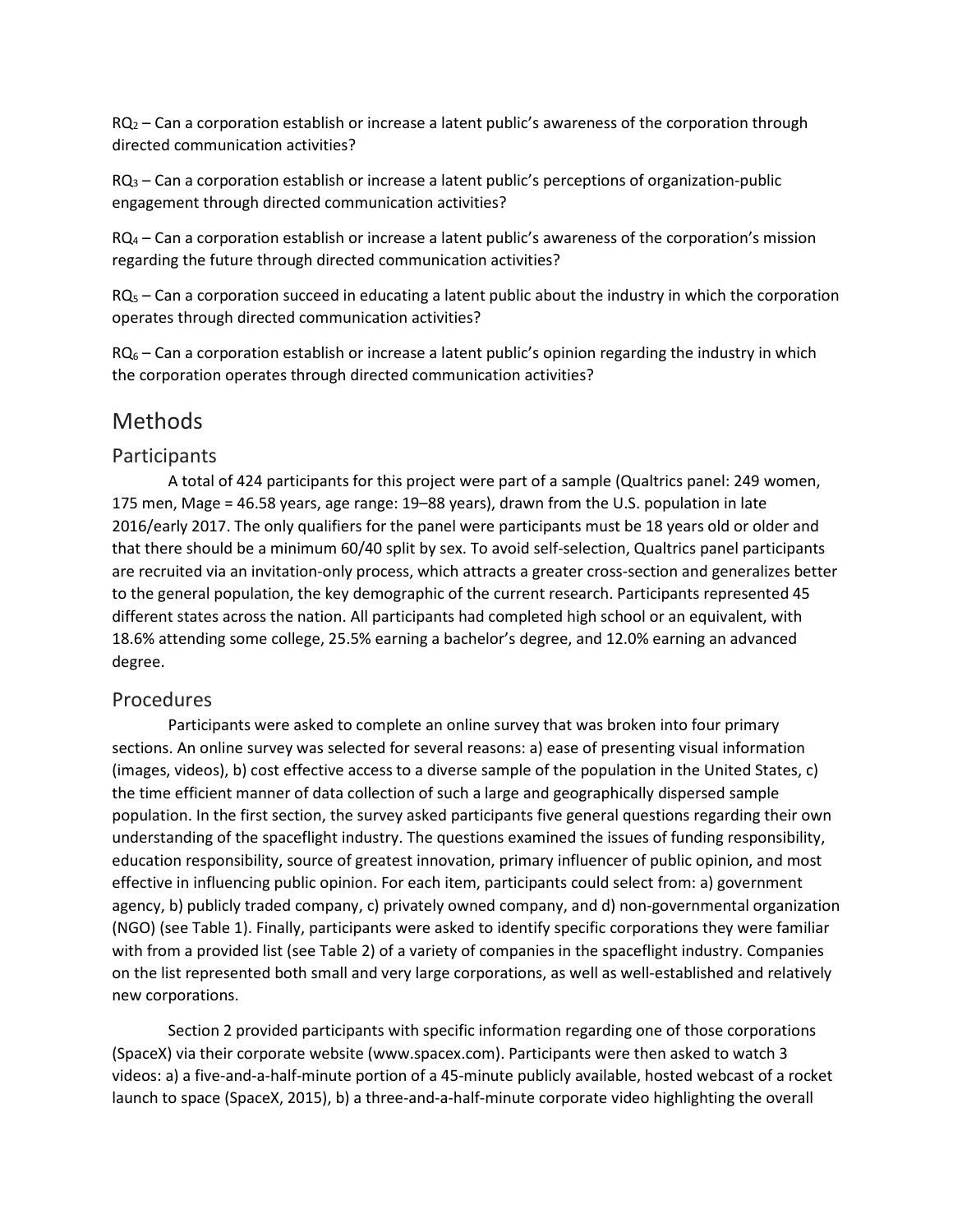$RQ_2$ – Can a corporation establish or increase a latent public's awareness of the corporation through directed communication activities?

$RQ_3$ – Can a corporation establish or increase a latent public's perceptions of organization-public engagement through directed communication activities?

$RQ_4$ – Can a corporation establish or increase a latent public's awareness of the corporation's mission regarding the future through directed communication activities?

$RQ_5$ – Can a corporation succeed in educating a latent public about the industry in which the corporation operates through directed communication activities?

$RQ_6$ – Can a corporation establish or increase a latent public's opinion regarding the industry in which the corporation operates through directed communication activities?

# Methods

## Participants

A total of 424 participants for this project were part of a sample (Qualtrics panel: 249 women, 175 men, Mage = 46.58 years, age range: 19–88 years), drawn from the U.S. population in late 2016/early 2017. The only qualifiers for the panel were participants must be 18 years old or older and that there should be a minimum 60/40 split by sex. To avoid self-selection, Qualtrics panel participants are recruited via an invitation-only process, which attracts a greater cross-section and generalizes better to the general population, the key demographic of the current research. Participants represented 45 different states across the nation. All participants had completed high school or an equivalent, with 18.6% attending some college, 25.5% earning a bachelor's degree, and 12.0% earning an advanced degree.

## Procedures

Participants were asked to complete an online survey that was broken into four primary sections. An online survey was selected for several reasons: a) ease of presenting visual information (images, videos), b) cost effective access to a diverse sample of the population in the United States, c) the time efficient manner of data collection of such a large and geographically dispersed sample population. In the first section, the survey asked participants five general questions regarding their own understanding of the spaceflight industry. The questions examined the issues of funding responsibility, education responsibility, source of greatest innovation, primary influencer of public opinion, and most effective in influencing public opinion. For each item, participants could select from: a) government agency, b) publicly traded company, c) privately owned company, and d) non-governmental organization (NGO) (see Table 1). Finally, participants were asked to identify specific corporations they were familiar with from a provided list (see Table 2) of a variety of companies in the spaceflight industry. Companies on the list represented both small and very large corporations, as well as well-established and relatively new corporations.

Section 2 provided participants with specific information regarding one of those corporations (SpaceX) via their corporate website (www.spacex.com). Participants were then asked to watch 3 videos: a) a five-and-a-half-minute portion of a 45-minute publicly available, hosted webcast of a rocket launch to space (SpaceX, 2015), b) a three-and-a-half-minute corporate video highlighting the overall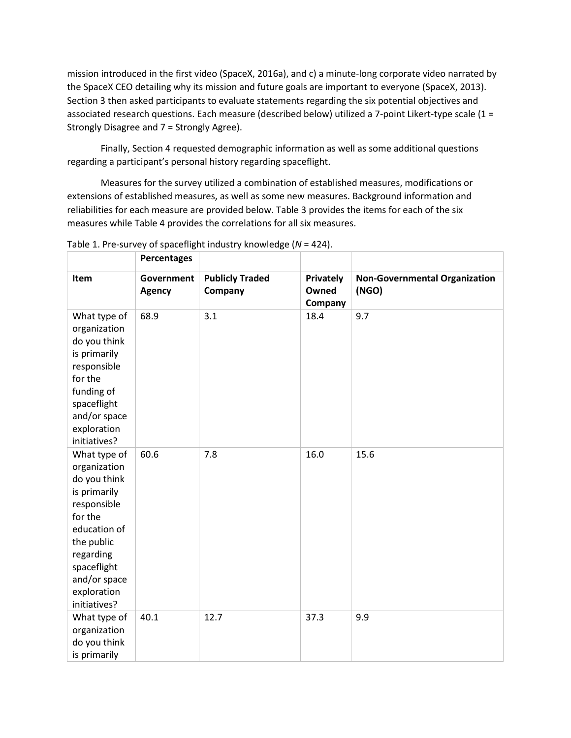mission introduced in the first video (SpaceX, 2016a), and c) a minute-long corporate video narrated by the SpaceX CEO detailing why its mission and future goals are important to everyone (SpaceX, 2013). Section 3 then asked participants to evaluate statements regarding the six potential objectives and associated research questions. Each measure (described below) utilized a 7-point Likert-type scale (1 = Strongly Disagree and 7 = Strongly Agree).

Finally, Section 4 requested demographic information as well as some additional questions regarding a participant's personal history regarding spaceflight.

Measures for the survey utilized a combination of established measures, modifications or extensions of established measures, as well as some new measures. Background information and reliabilities for each measure are provided below. Table 3 provides the items for each of the six measures while Table 4 provides the correlations for all six measures.

Table 1. Pre-survey of spaceflight industry knowledge (*N* = 424).

| | **Percentages** | | | |
|---|---|---|---|---|
| **Item** | **Government Agency** | **Publicly Traded Company** | **Privately Owned Company** | **Non-Governmental Organization (NGO)** |
| What type of organization do you think is primarily responsible for the funding of spaceflight and/or space exploration initiatives? | 68.9 | 3.1 | 18.4 | 9.7 |
| What type of organization do you think is primarily responsible for the education of the public regarding spaceflight and/or space exploration initiatives? | 60.6 | 7.8 | 16.0 | 15.6 |
| What type of organization do you think is primarily | 40.1 | 12.7 | 37.3 | 9.9 |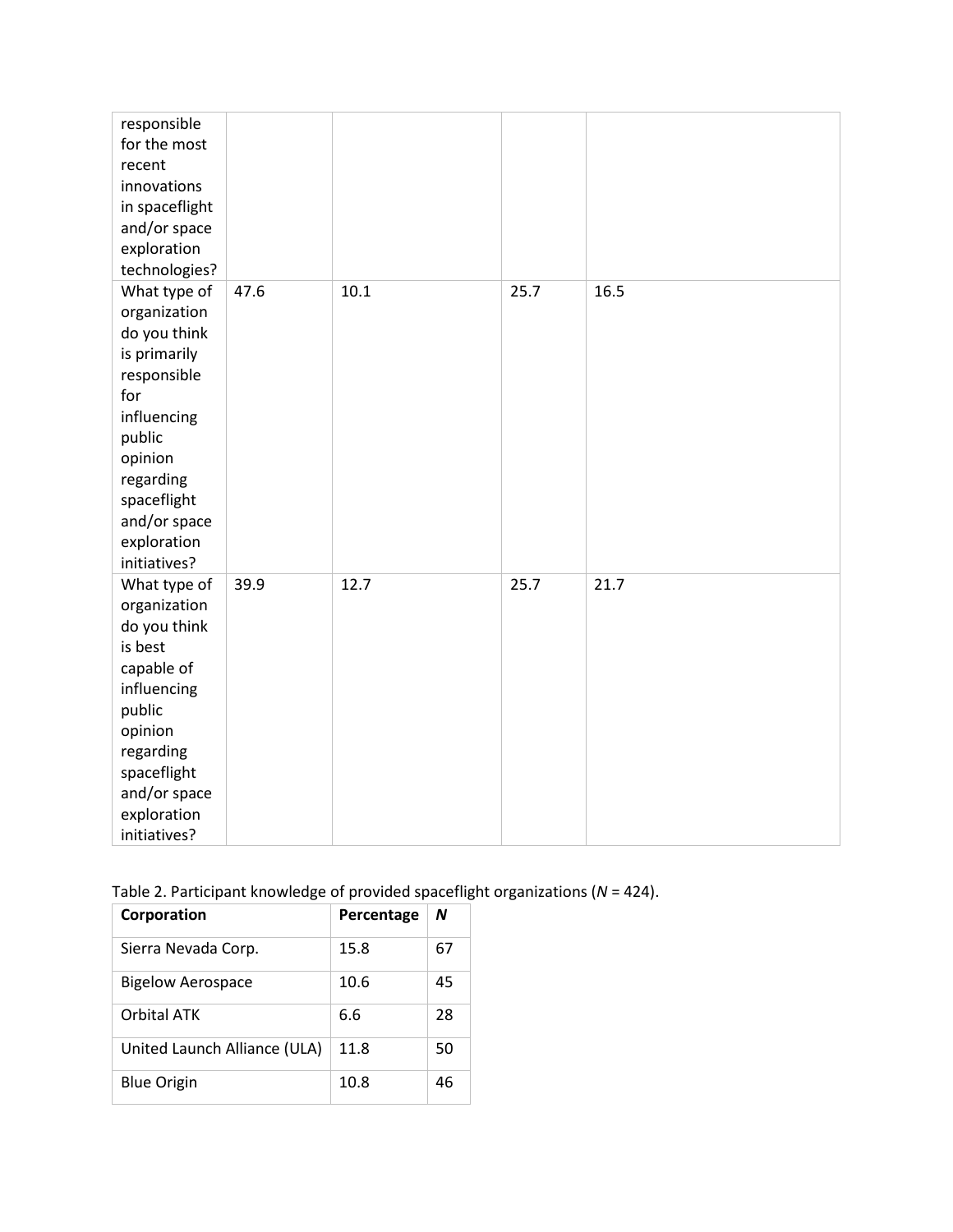| | | | | |
|---|---|---|---|---|
| responsible for the most recent innovations in spaceflight and/or space exploration technologies? | | | | |
| What type of organization do you think is primarily responsible for influencing public opinion regarding spaceflight and/or space exploration initiatives? | 47.6 | 10.1 | 25.7 | 16.5 |
| What type of organization do you think is best capable of influencing public opinion regarding spaceflight and/or space exploration initiatives? | 39.9 | 12.7 | 25.7 | 21.7 |

Table 2. Participant knowledge of provided spaceflight organizations (*N* = 424).

| **Corporation** | **Percentage** | ***N*** |
|---|---|---|
| Sierra Nevada Corp. | 15.8 | 67 |
| Bigelow Aerospace | 10.6 | 45 |
| Orbital ATK | 6.6 | 28 |
| United Launch Alliance (ULA) | 11.8 | 50 |
| Blue Origin | 10.8 | 46 |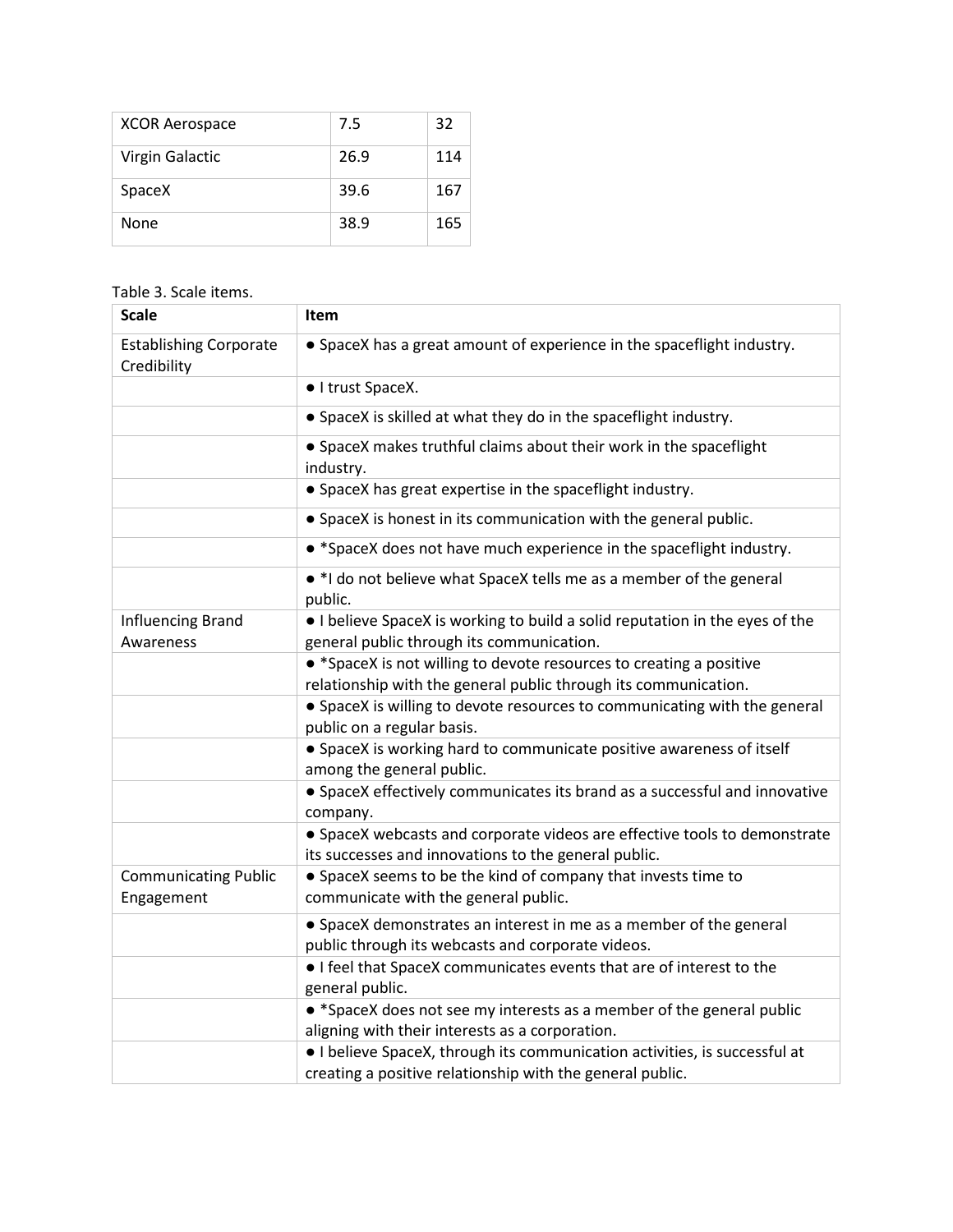| XCOR Aerospace | 7.5 | 32 |
|---|---|---|
| Virgin Galactic | 26.9 | 114 |
| SpaceX | 39.6 | 167 |
| None | 38.9 | 165 |

Table 3. Scale items.

| Scale | Item |
|---|---|
| Establishing Corporate Credibility | • SpaceX has a great amount of experience in the spaceflight industry. |
| | • I trust SpaceX. |
| | • SpaceX is skilled at what they do in the spaceflight industry. |
| | • SpaceX makes truthful claims about their work in the spaceflight industry. |
| | • SpaceX has great expertise in the spaceflight industry. |
| | • SpaceX is honest in its communication with the general public. |
| | • *SpaceX does not have much experience in the spaceflight industry. |
| | • *I do not believe what SpaceX tells me as a member of the general public. |
| Influencing Brand Awareness | • I believe SpaceX is working to build a solid reputation in the eyes of the general public through its communication. |
| | • *SpaceX is not willing to devote resources to creating a positive relationship with the general public through its communication. |
| | • SpaceX is willing to devote resources to communicating with the general public on a regular basis. |
| | • SpaceX is working hard to communicate positive awareness of itself among the general public. |
| | • SpaceX effectively communicates its brand as a successful and innovative company. |
| | • SpaceX webcasts and corporate videos are effective tools to demonstrate its successes and innovations to the general public. |
| Communicating Public Engagement | • SpaceX seems to be the kind of company that invests time to communicate with the general public. |
| | • SpaceX demonstrates an interest in me as a member of the general public through its webcasts and corporate videos. |
| | • I feel that SpaceX communicates events that are of interest to the general public. |
| | • *SpaceX does not see my interests as a member of the general public aligning with their interests as a corporation. |
| | • I believe SpaceX, through its communication activities, is successful at creating a positive relationship with the general public. |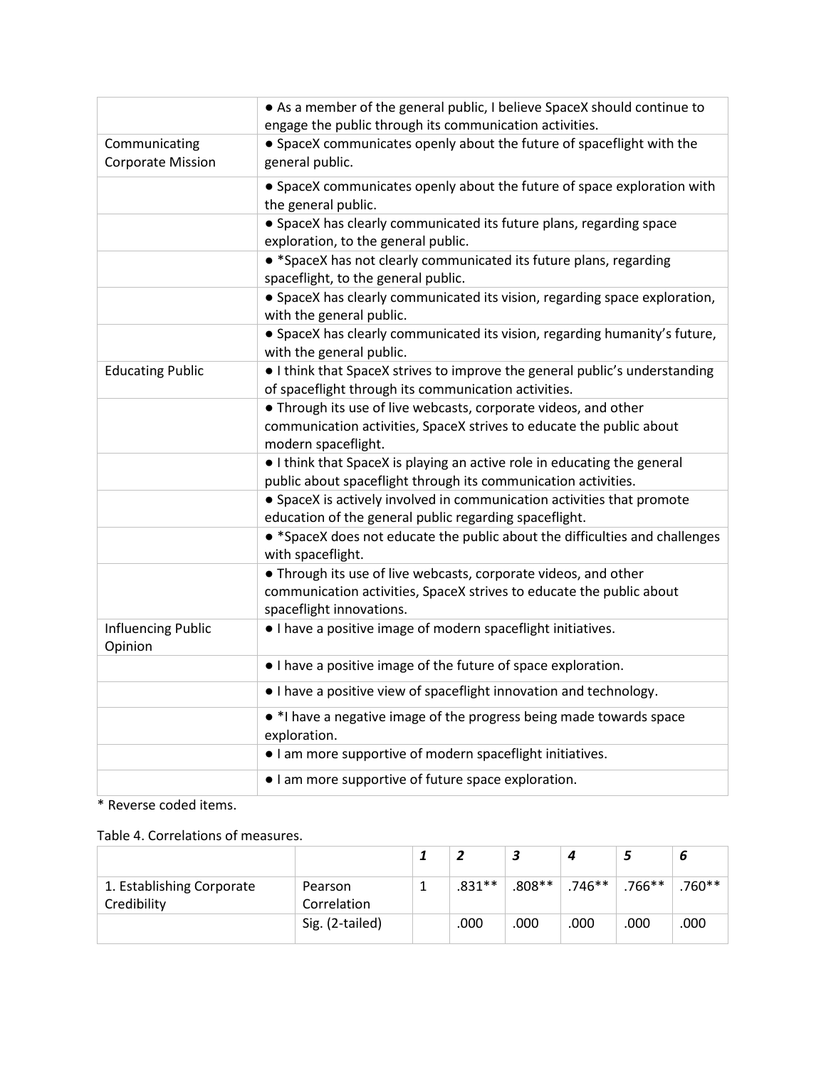| | |
|---|---|
| | • As a member of the general public, I believe SpaceX should continue to engage the public through its communication activities. |
| Communicating Corporate Mission | • SpaceX communicates openly about the future of spaceflight with the general public. |
| | • SpaceX communicates openly about the future of space exploration with the general public. |
| | • SpaceX has clearly communicated its future plans, regarding space exploration, to the general public. |
| | • *SpaceX has not clearly communicated its future plans, regarding spaceflight, to the general public. |
| | • SpaceX has clearly communicated its vision, regarding space exploration, with the general public. |
| | • SpaceX has clearly communicated its vision, regarding humanity's future, with the general public. |
| Educating Public | • I think that SpaceX strives to improve the general public's understanding of spaceflight through its communication activities. |
| | • Through its use of live webcasts, corporate videos, and other communication activities, SpaceX strives to educate the public about modern spaceflight. |
| | • I think that SpaceX is playing an active role in educating the general public about spaceflight through its communication activities. |
| | • SpaceX is actively involved in communication activities that promote education of the general public regarding spaceflight. |
| | • *SpaceX does not educate the public about the difficulties and challenges with spaceflight. |
| | • Through its use of live webcasts, corporate videos, and other communication activities, SpaceX strives to educate the public about spaceflight innovations. |
| Influencing Public Opinion | • I have a positive image of modern spaceflight initiatives. |
| | • I have a positive image of the future of space exploration. |
| | • I have a positive view of spaceflight innovation and technology. |
| | • *I have a negative image of the progress being made towards space exploration. |
| | • I am more supportive of modern spaceflight initiatives. |
| | • I am more supportive of future space exploration. |

* Reverse coded items.

Table 4. Correlations of measures.

| | | *1* | *2* | *3* | *4* | *5* | *6* |
|---|---|---|---|---|---|---|---|
| 1. Establishing Corporate Credibility | Pearson Correlation | 1 | .831** | .808** | .746** | .766** | .760** |
| | Sig. (2-tailed) | | .000 | .000 | .000 | .000 | .000 |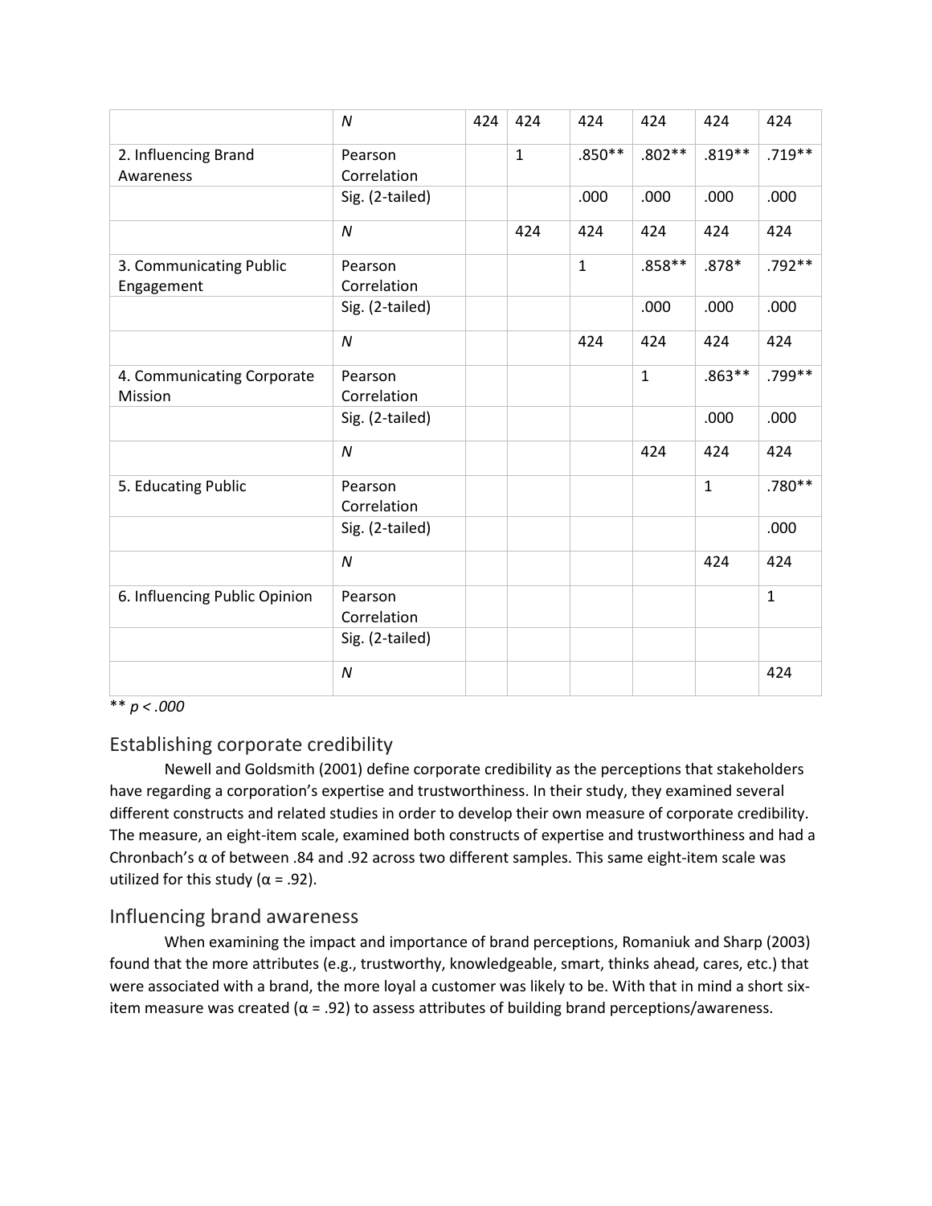| | | | | | | | |
|---|---|---|---|---|---|---|---|
| | *N* | 424 | 424 | 424 | 424 | 424 | 424 |
| 2. Influencing Brand Awareness | Pearson Correlation | | 1 | .850** | .802** | .819** | .719** |
| | Sig. (2-tailed) | | | .000 | .000 | .000 | .000 |
| | *N* | | 424 | 424 | 424 | 424 | 424 |
| 3. Communicating Public Engagement | Pearson Correlation | | | 1 | .858** | .878* | .792** |
| | Sig. (2-tailed) | | | | .000 | .000 | .000 |
| | *N* | | | 424 | 424 | 424 | 424 |
| 4. Communicating Corporate Mission | Pearson Correlation | | | | 1 | .863** | .799** |
| | Sig. (2-tailed) | | | | | .000 | .000 |
| | *N* | | | | 424 | 424 | 424 |
| 5. Educating Public | Pearson Correlation | | | | | 1 | .780** |
| | Sig. (2-tailed) | | | | | | .000 |
| | *N* | | | | | 424 | 424 |
| 6. Influencing Public Opinion | Pearson Correlation | | | | | | 1 |
| | Sig. (2-tailed) | | | | | | |
| | *N* | | | | | | 424 |

** $p < .000$

## Establishing corporate credibility

Newell and Goldsmith (2001) define corporate credibility as the perceptions that stakeholders have regarding a corporation's expertise and trustworthiness. In their study, they examined several different constructs and related studies in order to develop their own measure of corporate credibility. The measure, an eight-item scale, examined both constructs of expertise and trustworthiness and had a Chronbach's α of between .84 and .92 across two different samples. This same eight-item scale was utilized for this study (α = .92).

## Influencing brand awareness

When examining the impact and importance of brand perceptions, Romaniuk and Sharp (2003) found that the more attributes (e.g., trustworthy, knowledgeable, smart, thinks ahead, cares, etc.) that were associated with a brand, the more loyal a customer was likely to be. With that in mind a short six-item measure was created (α = .92) to assess attributes of building brand perceptions/awareness.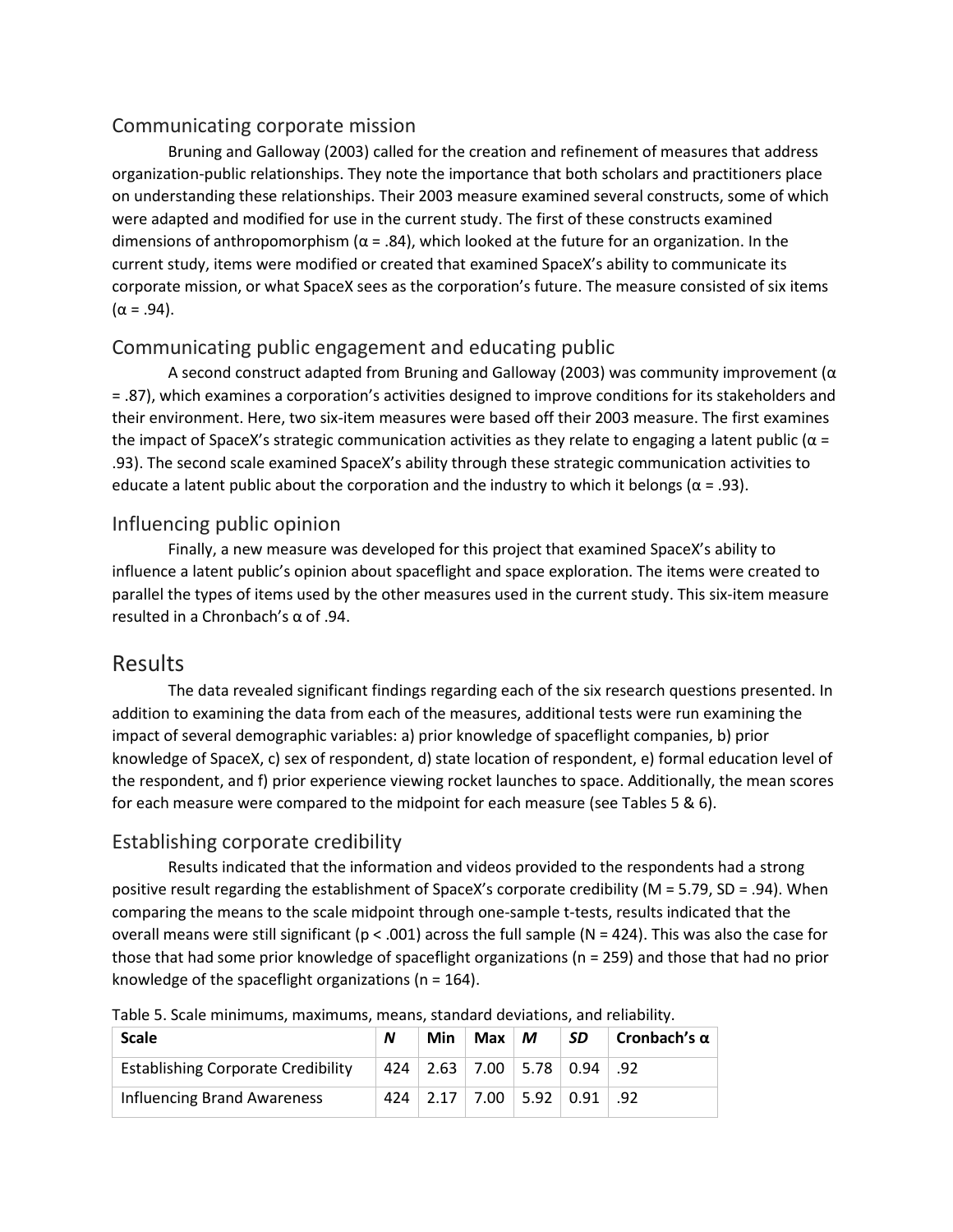### Communicating corporate mission

Bruning and Galloway (2003) called for the creation and refinement of measures that address organization-public relationships. They note the importance that both scholars and practitioners place on understanding these relationships. Their 2003 measure examined several constructs, some of which were adapted and modified for use in the current study. The first of these constructs examined dimensions of anthropomorphism ($\alpha = .84$), which looked at the future for an organization. In the current study, items were modified or created that examined SpaceX's ability to communicate its corporate mission, or what SpaceX sees as the corporation's future. The measure consisted of six items ($\alpha = .94$).

### Communicating public engagement and educating public

A second construct adapted from Bruning and Galloway (2003) was community improvement ($\alpha = .87$), which examines a corporation's activities designed to improve conditions for its stakeholders and their environment. Here, two six-item measures were based off their 2003 measure. The first examines the impact of SpaceX's strategic communication activities as they relate to engaging a latent public ($\alpha = .93$). The second scale examined SpaceX's ability through these strategic communication activities to educate a latent public about the corporation and the industry to which it belongs ($\alpha = .93$).

### Influencing public opinion

Finally, a new measure was developed for this project that examined SpaceX's ability to influence a latent public's opinion about spaceflight and space exploration. The items were created to parallel the types of items used by the other measures used in the current study. This six-item measure resulted in a Chronbach's α of .94.

## Results

The data revealed significant findings regarding each of the six research questions presented. In addition to examining the data from each of the measures, additional tests were run examining the impact of several demographic variables: a) prior knowledge of spaceflight companies, b) prior knowledge of SpaceX, c) sex of respondent, d) state location of respondent, e) formal education level of the respondent, and f) prior experience viewing rocket launches to space. Additionally, the mean scores for each measure were compared to the midpoint for each measure (see Tables 5 & 6).

### Establishing corporate credibility

Results indicated that the information and videos provided to the respondents had a strong positive result regarding the establishment of SpaceX's corporate credibility ($M = 5.79$, $SD = .94$). When comparing the means to the scale midpoint through one-sample t-tests, results indicated that the overall means were still significant ($p < .001$) across the full sample ($N = 424$). This was also the case for those that had some prior knowledge of spaceflight organizations ($n = 259$) and those that had no prior knowledge of the spaceflight organizations ($n = 164$).

Table 5. Scale minimums, maximums, means, standard deviations, and reliability.

| **Scale** | ***N*** | **Min** | **Max** | ***M*** | ***SD*** | **Cronbach's α** |
|---|---|---|---|---|---|---|
| Establishing Corporate Credibility | 424 | 2.63 | 7.00 | 5.78 | 0.94 | .92 |
| Influencing Brand Awareness | 424 | 2.17 | 7.00 | 5.92 | 0.91 | .92 |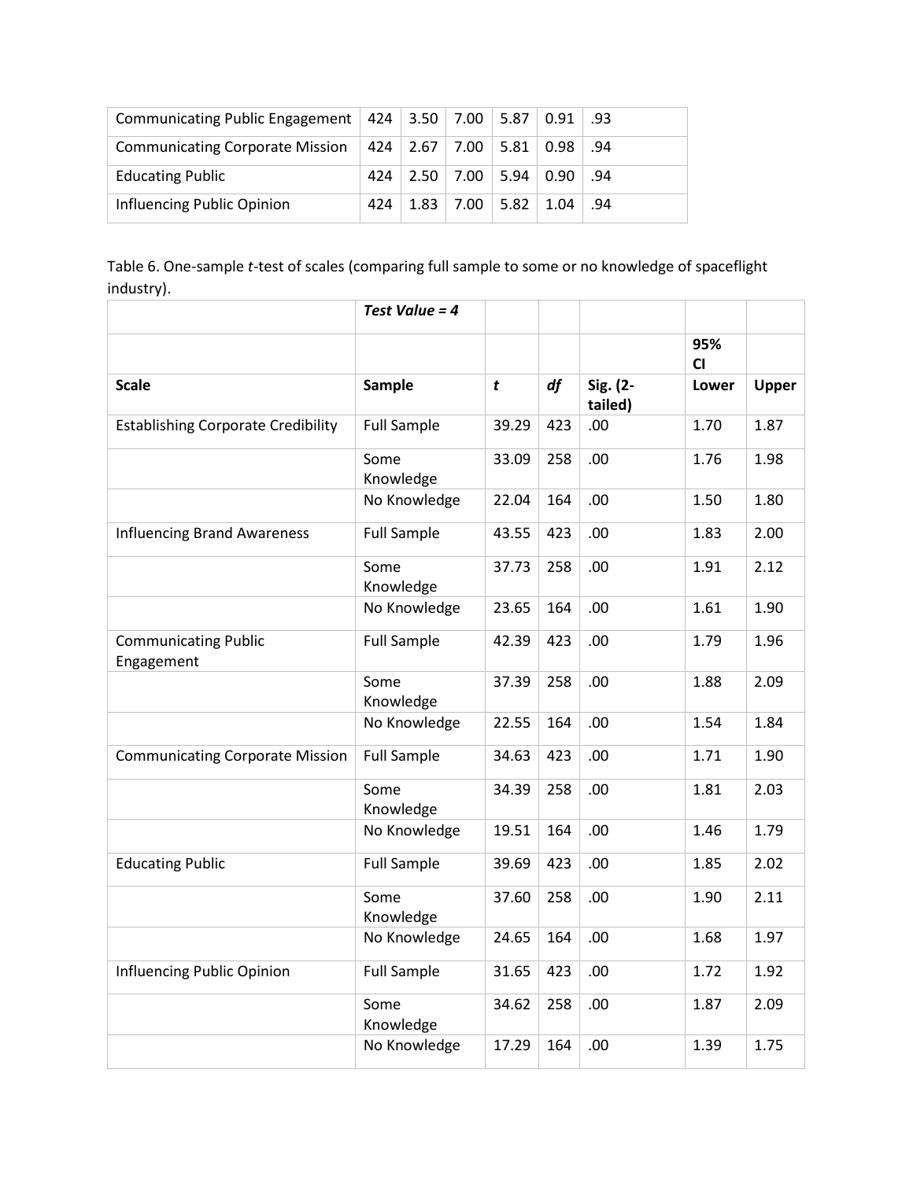| Communicating Public Engagement | 424 | 3.50 | 7.00 | 5.87 | 0.91 | .93 |
|---|---|---|---|---|---|---|
| Communicating Corporate Mission | 424 | 2.67 | 7.00 | 5.81 | 0.98 | .94 |
| Educating Public | 424 | 2.50 | 7.00 | 5.94 | 0.90 | .94 |
| Influencing Public Opinion | 424 | 1.83 | 7.00 | 5.82 | 1.04 | .94 |

Table 6. One-sample *t*-test of scales (comparing full sample to some or no knowledge of spaceflight industry).

| | ***Test Value = 4*** | | | | | |
|---|---|---|---|---|---|---|
| | | | | | **95% CI** | |
| **Scale** | **Sample** | ***t*** | ***df*** | **Sig. (2-tailed)** | **Lower** | **Upper** |
| Establishing Corporate Credibility | Full Sample | 39.29 | 423 | .00 | 1.70 | 1.87 |
| | Some Knowledge | 33.09 | 258 | .00 | 1.76 | 1.98 |
| | No Knowledge | 22.04 | 164 | .00 | 1.50 | 1.80 |
| Influencing Brand Awareness | Full Sample | 43.55 | 423 | .00 | 1.83 | 2.00 |
| | Some Knowledge | 37.73 | 258 | .00 | 1.91 | 2.12 |
| | No Knowledge | 23.65 | 164 | .00 | 1.61 | 1.90 |
| Communicating Public Engagement | Full Sample | 42.39 | 423 | .00 | 1.79 | 1.96 |
| | Some Knowledge | 37.39 | 258 | .00 | 1.88 | 2.09 |
| | No Knowledge | 22.55 | 164 | .00 | 1.54 | 1.84 |
| Communicating Corporate Mission | Full Sample | 34.63 | 423 | .00 | 1.71 | 1.90 |
| | Some Knowledge | 34.39 | 258 | .00 | 1.81 | 2.03 |
| | No Knowledge | 19.51 | 164 | .00 | 1.46 | 1.79 |
| Educating Public | Full Sample | 39.69 | 423 | .00 | 1.85 | 2.02 |
| | Some Knowledge | 37.60 | 258 | .00 | 1.90 | 2.11 |
| | No Knowledge | 24.65 | 164 | .00 | 1.68 | 1.97 |
| Influencing Public Opinion | Full Sample | 31.65 | 423 | .00 | 1.72 | 1.92 |
| | Some Knowledge | 34.62 | 258 | .00 | 1.87 | 2.09 |
| | No Knowledge | 17.29 | 164 | .00 | 1.39 | 1.75 |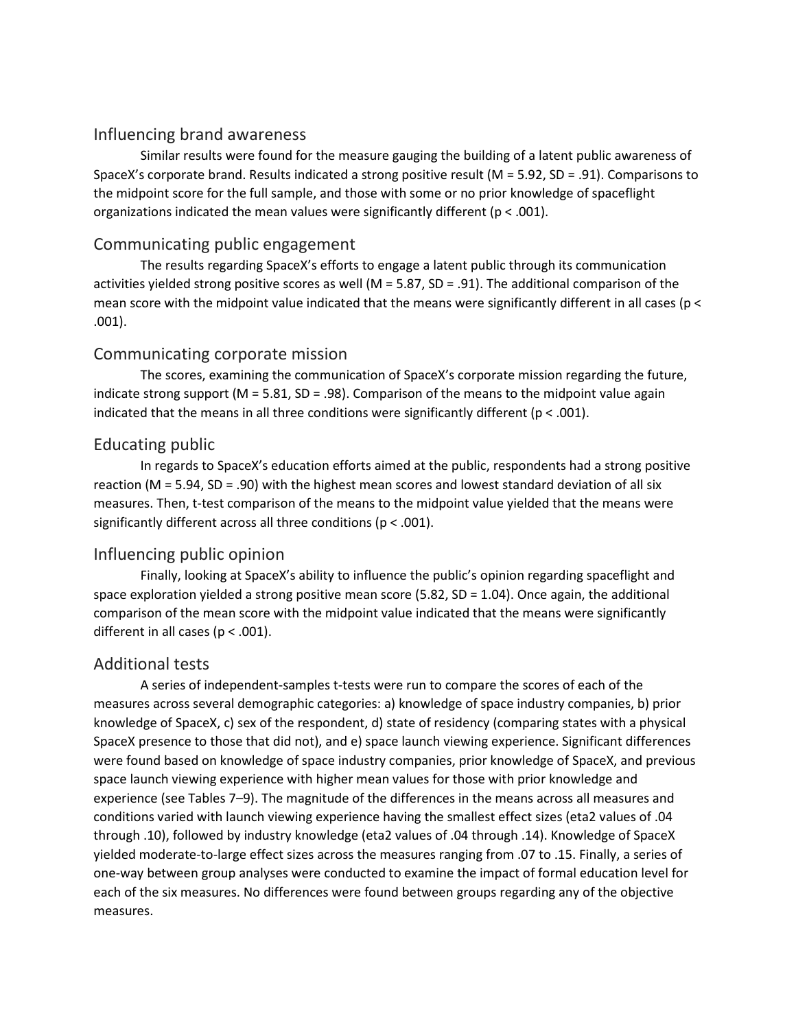## Influencing brand awareness

Similar results were found for the measure gauging the building of a latent public awareness of SpaceX's corporate brand. Results indicated a strong positive result ($M = 5.92$, $SD = .91$). Comparisons to the midpoint score for the full sample, and those with some or no prior knowledge of spaceflight organizations indicated the mean values were significantly different ($p < .001$).

## Communicating public engagement

The results regarding SpaceX's efforts to engage a latent public through its communication activities yielded strong positive scores as well ($M = 5.87$, $SD = .91$). The additional comparison of the mean score with the midpoint value indicated that the means were significantly different in all cases ($p < .001$).

## Communicating corporate mission

The scores, examining the communication of SpaceX's corporate mission regarding the future, indicate strong support ($M = 5.81$, $SD = .98$). Comparison of the means to the midpoint value again indicated that the means in all three conditions were significantly different ($p < .001$).

## Educating public

In regards to SpaceX's education efforts aimed at the public, respondents had a strong positive reaction ($M = 5.94$, $SD = .90$) with the highest mean scores and lowest standard deviation of all six measures. Then, t-test comparison of the means to the midpoint value yielded that the means were significantly different across all three conditions ($p < .001$).

## Influencing public opinion

Finally, looking at SpaceX's ability to influence the public's opinion regarding spaceflight and space exploration yielded a strong positive mean score (5.82, $SD = 1.04$). Once again, the additional comparison of the mean score with the midpoint value indicated that the means were significantly different in all cases ($p < .001$).

## Additional tests

A series of independent-samples t-tests were run to compare the scores of each of the measures across several demographic categories: a) knowledge of space industry companies, b) prior knowledge of SpaceX, c) sex of the respondent, d) state of residency (comparing states with a physical SpaceX presence to those that did not), and e) space launch viewing experience. Significant differences were found based on knowledge of space industry companies, prior knowledge of SpaceX, and previous space launch viewing experience with higher mean values for those with prior knowledge and experience (see Tables 7–9). The magnitude of the differences in the means across all measures and conditions varied with launch viewing experience having the smallest effect sizes ($\eta^2$ values of .04 through .10), followed by industry knowledge ($\eta^2$ values of .04 through .14). Knowledge of SpaceX yielded moderate-to-large effect sizes across the measures ranging from .07 to .15. Finally, a series of one-way between group analyses were conducted to examine the impact of formal education level for each of the six measures. No differences were found between groups regarding any of the objective measures.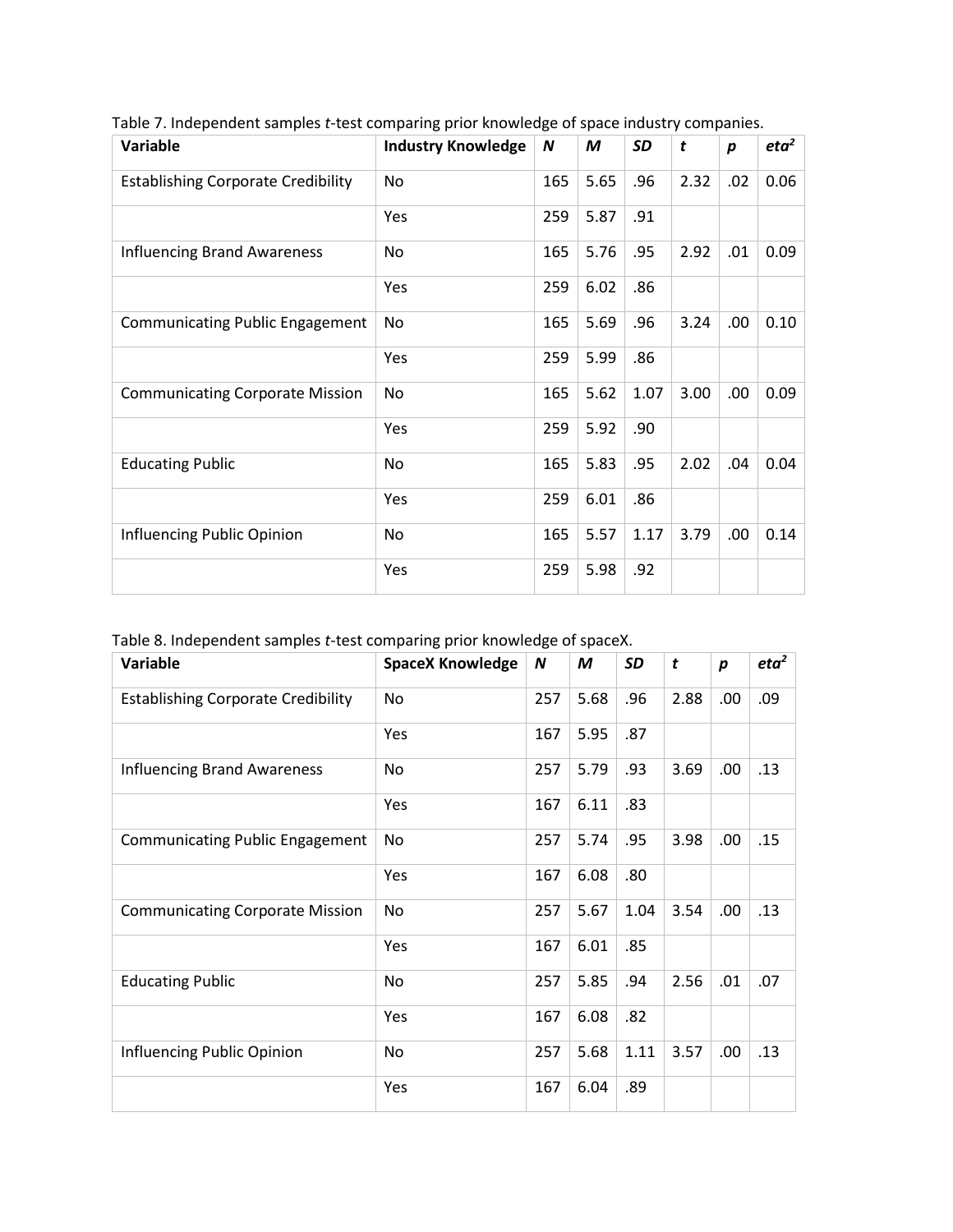Table 7. Independent samples *t*-test comparing prior knowledge of space industry companies.

| Variable | Industry Knowledge | *N* | *M* | *SD* | *t* | *p* | *eta²* |
|---|---|---|---|---|---|---|---|
| Establishing Corporate Credibility | No | 165 | 5.65 | .96 | 2.32 | .02 | 0.06 |
| | Yes | 259 | 5.87 | .91 | | | |
| Influencing Brand Awareness | No | 165 | 5.76 | .95 | 2.92 | .01 | 0.09 |
| | Yes | 259 | 6.02 | .86 | | | |
| Communicating Public Engagement | No | 165 | 5.69 | .96 | 3.24 | .00 | 0.10 |
| | Yes | 259 | 5.99 | .86 | | | |
| Communicating Corporate Mission | No | 165 | 5.62 | 1.07 | 3.00 | .00 | 0.09 |
| | Yes | 259 | 5.92 | .90 | | | |
| Educating Public | No | 165 | 5.83 | .95 | 2.02 | .04 | 0.04 |
| | Yes | 259 | 6.01 | .86 | | | |
| Influencing Public Opinion | No | 165 | 5.57 | 1.17 | 3.79 | .00 | 0.14 |
| | Yes | 259 | 5.98 | .92 | | | |

Table 8. Independent samples *t*-test comparing prior knowledge of spaceX.

| Variable | SpaceX Knowledge | *N* | *M* | *SD* | *t* | *p* | *eta²* |
|---|---|---|---|---|---|---|---|
| Establishing Corporate Credibility | No | 257 | 5.68 | .96 | 2.88 | .00 | .09 |
| | Yes | 167 | 5.95 | .87 | | | |
| Influencing Brand Awareness | No | 257 | 5.79 | .93 | 3.69 | .00 | .13 |
| | Yes | 167 | 6.11 | .83 | | | |
| Communicating Public Engagement | No | 257 | 5.74 | .95 | 3.98 | .00 | .15 |
| | Yes | 167 | 6.08 | .80 | | | |
| Communicating Corporate Mission | No | 257 | 5.67 | 1.04 | 3.54 | .00 | .13 |
| | Yes | 167 | 6.01 | .85 | | | |
| Educating Public | No | 257 | 5.85 | .94 | 2.56 | .01 | .07 |
| | Yes | 167 | 6.08 | .82 | | | |
| Influencing Public Opinion | No | 257 | 5.68 | 1.11 | 3.57 | .00 | .13 |
| | Yes | 167 | 6.04 | .89 | | | |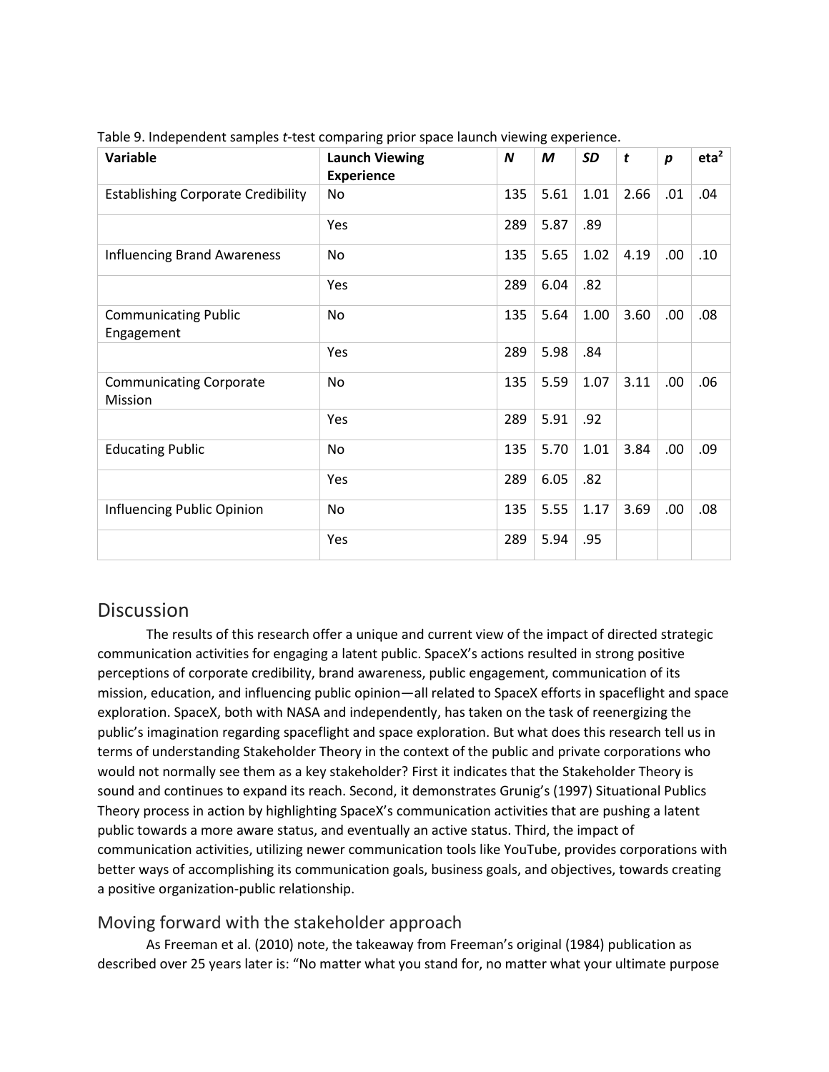Table 9. Independent samples *t*-test comparing prior space launch viewing experience.

| Variable | Launch Viewing Experience | *N* | *M* | *SD* | *t* | *p* | $eta^2$ |
|---|---|---|---|---|---|---|---|
| Establishing Corporate Credibility | No | 135 | 5.61 | 1.01 | 2.66 | .01 | .04 |
| | Yes | 289 | 5.87 | .89 | | | |
| Influencing Brand Awareness | No | 135 | 5.65 | 1.02 | 4.19 | .00 | .10 |
| | Yes | 289 | 6.04 | .82 | | | |
| Communicating Public Engagement | No | 135 | 5.64 | 1.00 | 3.60 | .00 | .08 |
| | Yes | 289 | 5.98 | .84 | | | |
| Communicating Corporate Mission | No | 135 | 5.59 | 1.07 | 3.11 | .00 | .06 |
| | Yes | 289 | 5.91 | .92 | | | |
| Educating Public | No | 135 | 5.70 | 1.01 | 3.84 | .00 | .09 |
| | Yes | 289 | 6.05 | .82 | | | |
| Influencing Public Opinion | No | 135 | 5.55 | 1.17 | 3.69 | .00 | .08 |
| | Yes | 289 | 5.94 | .95 | | | |

## Discussion

The results of this research offer a unique and current view of the impact of directed strategic communication activities for engaging a latent public. SpaceX's actions resulted in strong positive perceptions of corporate credibility, brand awareness, public engagement, communication of its mission, education, and influencing public opinion—all related to SpaceX efforts in spaceflight and space exploration. SpaceX, both with NASA and independently, has taken on the task of reenergizing the public's imagination regarding spaceflight and space exploration. But what does this research tell us in terms of understanding Stakeholder Theory in the context of the public and private corporations who would not normally see them as a key stakeholder? First it indicates that the Stakeholder Theory is sound and continues to expand its reach. Second, it demonstrates Grunig's (1997) Situational Publics Theory process in action by highlighting SpaceX's communication activities that are pushing a latent public towards a more aware status, and eventually an active status. Third, the impact of communication activities, utilizing newer communication tools like YouTube, provides corporations with better ways of accomplishing its communication goals, business goals, and objectives, towards creating a positive organization-public relationship.

### Moving forward with the stakeholder approach

As Freeman et al. (2010) note, the takeaway from Freeman's original (1984) publication as described over 25 years later is: "No matter what you stand for, no matter what your ultimate purpose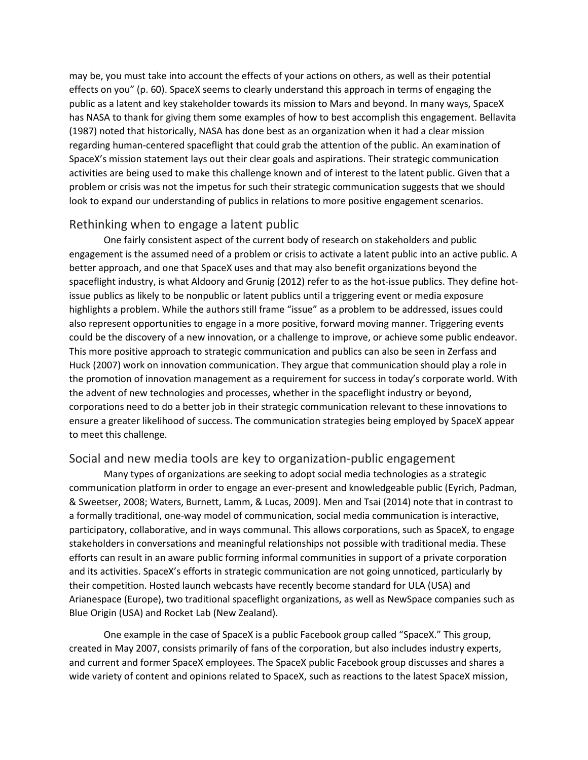may be, you must take into account the effects of your actions on others, as well as their potential effects on you" (p. 60). SpaceX seems to clearly understand this approach in terms of engaging the public as a latent and key stakeholder towards its mission to Mars and beyond. In many ways, SpaceX has NASA to thank for giving them some examples of how to best accomplish this engagement. Bellavita (1987) noted that historically, NASA has done best as an organization when it had a clear mission regarding human-centered spaceflight that could grab the attention of the public. An examination of SpaceX's mission statement lays out their clear goals and aspirations. Their strategic communication activities are being used to make this challenge known and of interest to the latent public. Given that a problem or crisis was not the impetus for such their strategic communication suggests that we should look to expand our understanding of publics in relations to more positive engagement scenarios.

## Rethinking when to engage a latent public

One fairly consistent aspect of the current body of research on stakeholders and public engagement is the assumed need of a problem or crisis to activate a latent public into an active public. A better approach, and one that SpaceX uses and that may also benefit organizations beyond the spaceflight industry, is what Aldoory and Grunig (2012) refer to as the hot-issue publics. They define hot-issue publics as likely to be nonpublic or latent publics until a triggering event or media exposure highlights a problem. While the authors still frame "issue" as a problem to be addressed, issues could also represent opportunities to engage in a more positive, forward moving manner. Triggering events could be the discovery of a new innovation, or a challenge to improve, or achieve some public endeavor. This more positive approach to strategic communication and publics can also be seen in Zerfass and Huck (2007) work on innovation communication. They argue that communication should play a role in the promotion of innovation management as a requirement for success in today's corporate world. With the advent of new technologies and processes, whether in the spaceflight industry or beyond, corporations need to do a better job in their strategic communication relevant to these innovations to ensure a greater likelihood of success. The communication strategies being employed by SpaceX appear to meet this challenge.

## Social and new media tools are key to organization-public engagement

Many types of organizations are seeking to adopt social media technologies as a strategic communication platform in order to engage an ever-present and knowledgeable public (Eyrich, Padman, & Sweetser, 2008; Waters, Burnett, Lamm, & Lucas, 2009). Men and Tsai (2014) note that in contrast to a formally traditional, one-way model of communication, social media communication is interactive, participatory, collaborative, and in ways communal. This allows corporations, such as SpaceX, to engage stakeholders in conversations and meaningful relationships not possible with traditional media. These efforts can result in an aware public forming informal communities in support of a private corporation and its activities. SpaceX's efforts in strategic communication are not going unnoticed, particularly by their competition. Hosted launch webcasts have recently become standard for ULA (USA) and Arianespace (Europe), two traditional spaceflight organizations, as well as NewSpace companies such as Blue Origin (USA) and Rocket Lab (New Zealand).

One example in the case of SpaceX is a public Facebook group called "SpaceX." This group, created in May 2007, consists primarily of fans of the corporation, but also includes industry experts, and current and former SpaceX employees. The SpaceX public Facebook group discusses and shares a wide variety of content and opinions related to SpaceX, such as reactions to the latest SpaceX mission,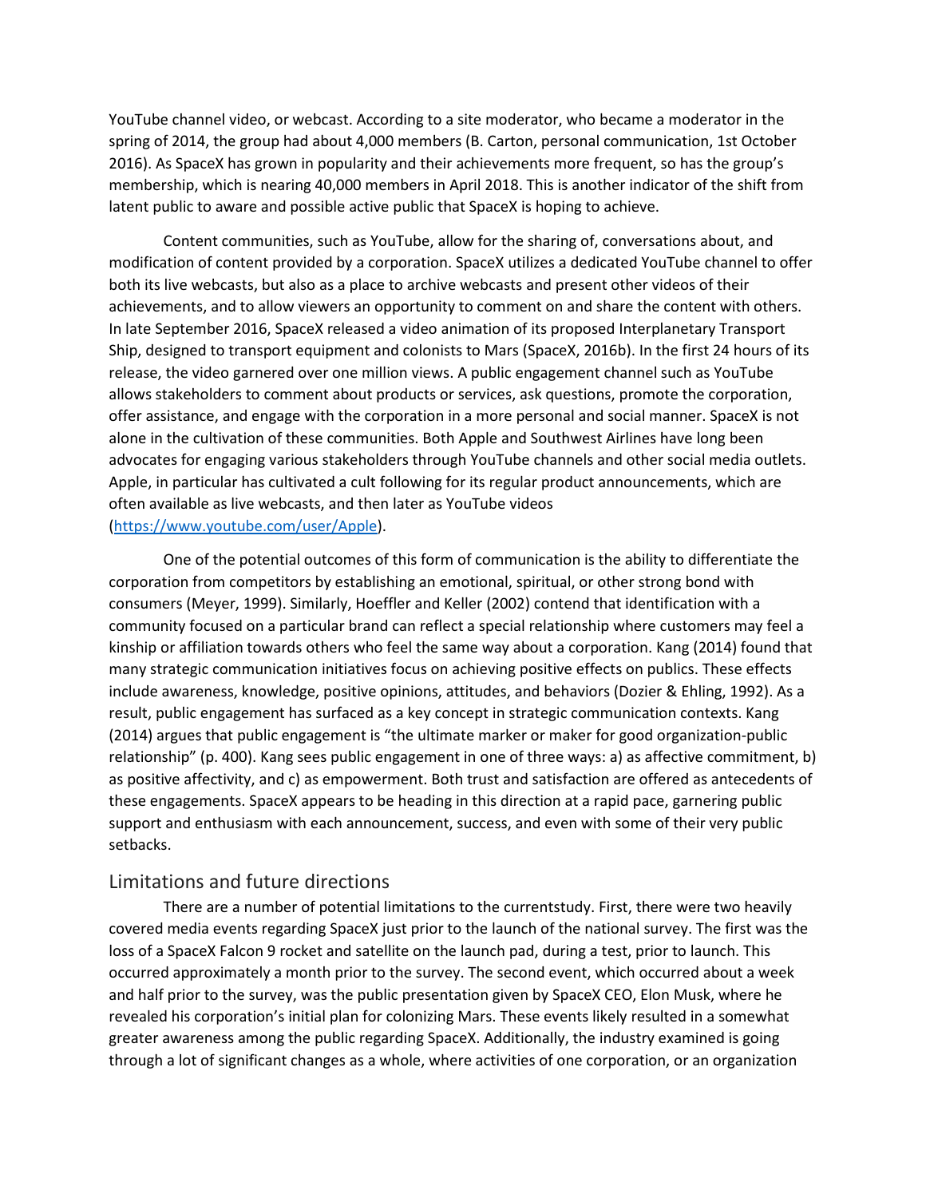YouTube channel video, or webcast. According to a site moderator, who became a moderator in the spring of 2014, the group had about 4,000 members (B. Carton, personal communication, 1st October 2016). As SpaceX has grown in popularity and their achievements more frequent, so has the group's membership, which is nearing 40,000 members in April 2018. This is another indicator of the shift from latent public to aware and possible active public that SpaceX is hoping to achieve.

Content communities, such as YouTube, allow for the sharing of, conversations about, and modification of content provided by a corporation. SpaceX utilizes a dedicated YouTube channel to offer both its live webcasts, but also as a place to archive webcasts and present other videos of their achievements, and to allow viewers an opportunity to comment on and share the content with others. In late September 2016, SpaceX released a video animation of its proposed Interplanetary Transport Ship, designed to transport equipment and colonists to Mars (SpaceX, 2016b). In the first 24 hours of its release, the video garnered over one million views. A public engagement channel such as YouTube allows stakeholders to comment about products or services, ask questions, promote the corporation, offer assistance, and engage with the corporation in a more personal and social manner. SpaceX is not alone in the cultivation of these communities. Both Apple and Southwest Airlines have long been advocates for engaging various stakeholders through YouTube channels and other social media outlets. Apple, in particular has cultivated a cult following for its regular product announcements, which are often available as live webcasts, and then later as YouTube videos (https://www.youtube.com/user/Apple).

One of the potential outcomes of this form of communication is the ability to differentiate the corporation from competitors by establishing an emotional, spiritual, or other strong bond with consumers (Meyer, 1999). Similarly, Hoeffler and Keller (2002) contend that identification with a community focused on a particular brand can reflect a special relationship where customers may feel a kinship or affiliation towards others who feel the same way about a corporation. Kang (2014) found that many strategic communication initiatives focus on achieving positive effects on publics. These effects include awareness, knowledge, positive opinions, attitudes, and behaviors (Dozier & Ehling, 1992). As a result, public engagement has surfaced as a key concept in strategic communication contexts. Kang (2014) argues that public engagement is "the ultimate marker or maker for good organization-public relationship" (p. 400). Kang sees public engagement in one of three ways: a) as affective commitment, b) as positive affectivity, and c) as empowerment. Both trust and satisfaction are offered as antecedents of these engagements. SpaceX appears to be heading in this direction at a rapid pace, garnering public support and enthusiasm with each announcement, success, and even with some of their very public setbacks.

## Limitations and future directions

There are a number of potential limitations to the currentstudy. First, there were two heavily covered media events regarding SpaceX just prior to the launch of the national survey. The first was the loss of a SpaceX Falcon 9 rocket and satellite on the launch pad, during a test, prior to launch. This occurred approximately a month prior to the survey. The second event, which occurred about a week and half prior to the survey, was the public presentation given by SpaceX CEO, Elon Musk, where he revealed his corporation's initial plan for colonizing Mars. These events likely resulted in a somewhat greater awareness among the public regarding SpaceX. Additionally, the industry examined is going through a lot of significant changes as a whole, where activities of one corporation, or an organization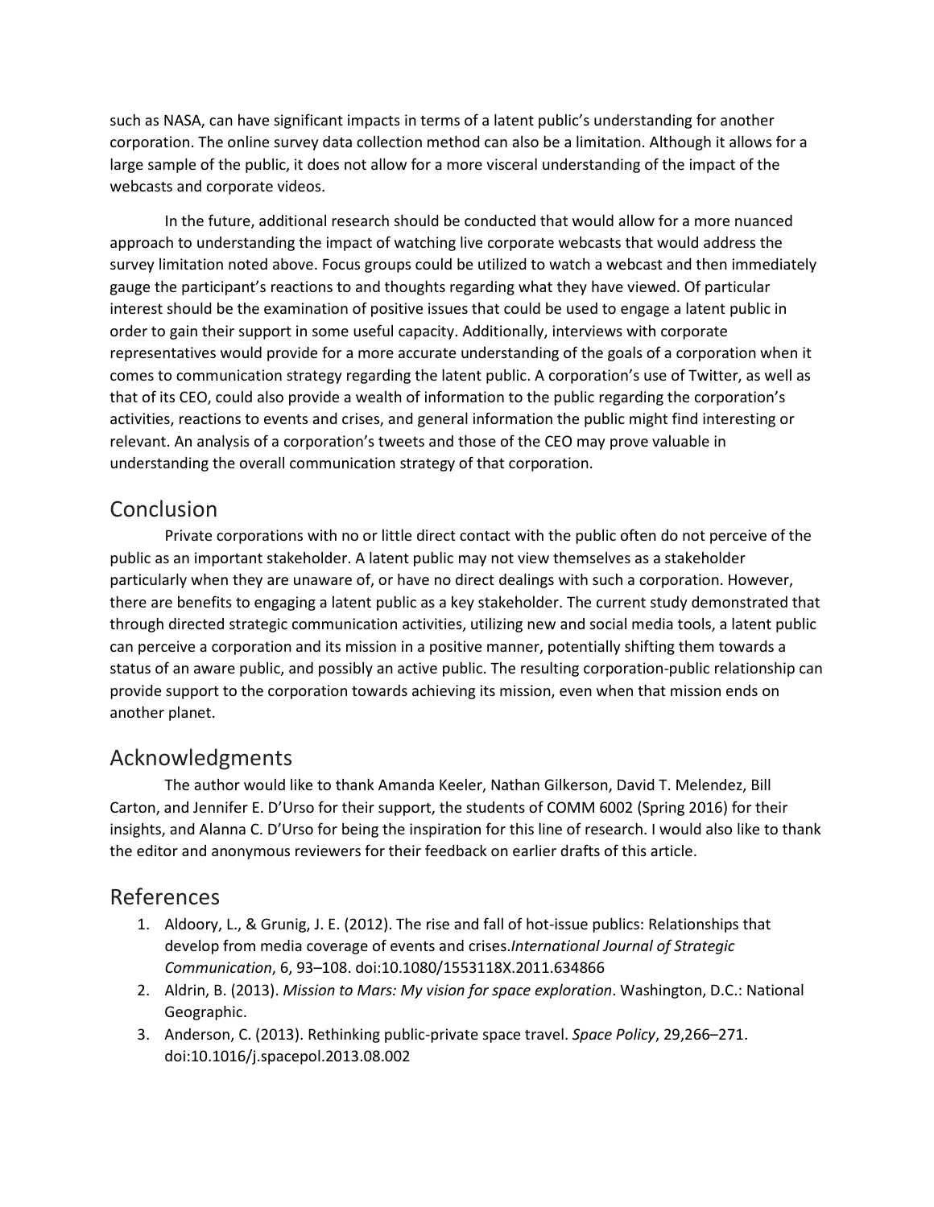such as NASA, can have significant impacts in terms of a latent public's understanding for another corporation. The online survey data collection method can also be a limitation. Although it allows for a large sample of the public, it does not allow for a more visceral understanding of the impact of the webcasts and corporate videos.

In the future, additional research should be conducted that would allow for a more nuanced approach to understanding the impact of watching live corporate webcasts that would address the survey limitation noted above. Focus groups could be utilized to watch a webcast and then immediately gauge the participant's reactions to and thoughts regarding what they have viewed. Of particular interest should be the examination of positive issues that could be used to engage a latent public in order to gain their support in some useful capacity. Additionally, interviews with corporate representatives would provide for a more accurate understanding of the goals of a corporation when it comes to communication strategy regarding the latent public. A corporation's use of Twitter, as well as that of its CEO, could also provide a wealth of information to the public regarding the corporation's activities, reactions to events and crises, and general information the public might find interesting or relevant. An analysis of a corporation's tweets and those of the CEO may prove valuable in understanding the overall communication strategy of that corporation.

## Conclusion

Private corporations with no or little direct contact with the public often do not perceive of the public as an important stakeholder. A latent public may not view themselves as a stakeholder particularly when they are unaware of, or have no direct dealings with such a corporation. However, there are benefits to engaging a latent public as a key stakeholder. The current study demonstrated that through directed strategic communication activities, utilizing new and social media tools, a latent public can perceive a corporation and its mission in a positive manner, potentially shifting them towards a status of an aware public, and possibly an active public. The resulting corporation-public relationship can provide support to the corporation towards achieving its mission, even when that mission ends on another planet.

## Acknowledgments

The author would like to thank Amanda Keeler, Nathan Gilkerson, David T. Melendez, Bill Carton, and Jennifer E. D'Urso for their support, the students of COMM 6002 (Spring 2016) for their insights, and Alanna C. D'Urso for being the inspiration for this line of research. I would also like to thank the editor and anonymous reviewers for their feedback on earlier drafts of this article.

## References

1. Aldoory, L., & Grunig, J. E. (2012). The rise and fall of hot-issue publics: Relationships that develop from media coverage of events and crises.*International Journal of Strategic Communication*, 6, 93–108. doi:10.1080/1553118X.2011.634866
2. Aldrin, B. (2013). *Mission to Mars: My vision for space exploration*. Washington, D.C.: National Geographic.
3. Anderson, C. (2013). Rethinking public-private space travel. *Space Policy*, 29,266–271. doi:10.1016/j.spacepol.2013.08.002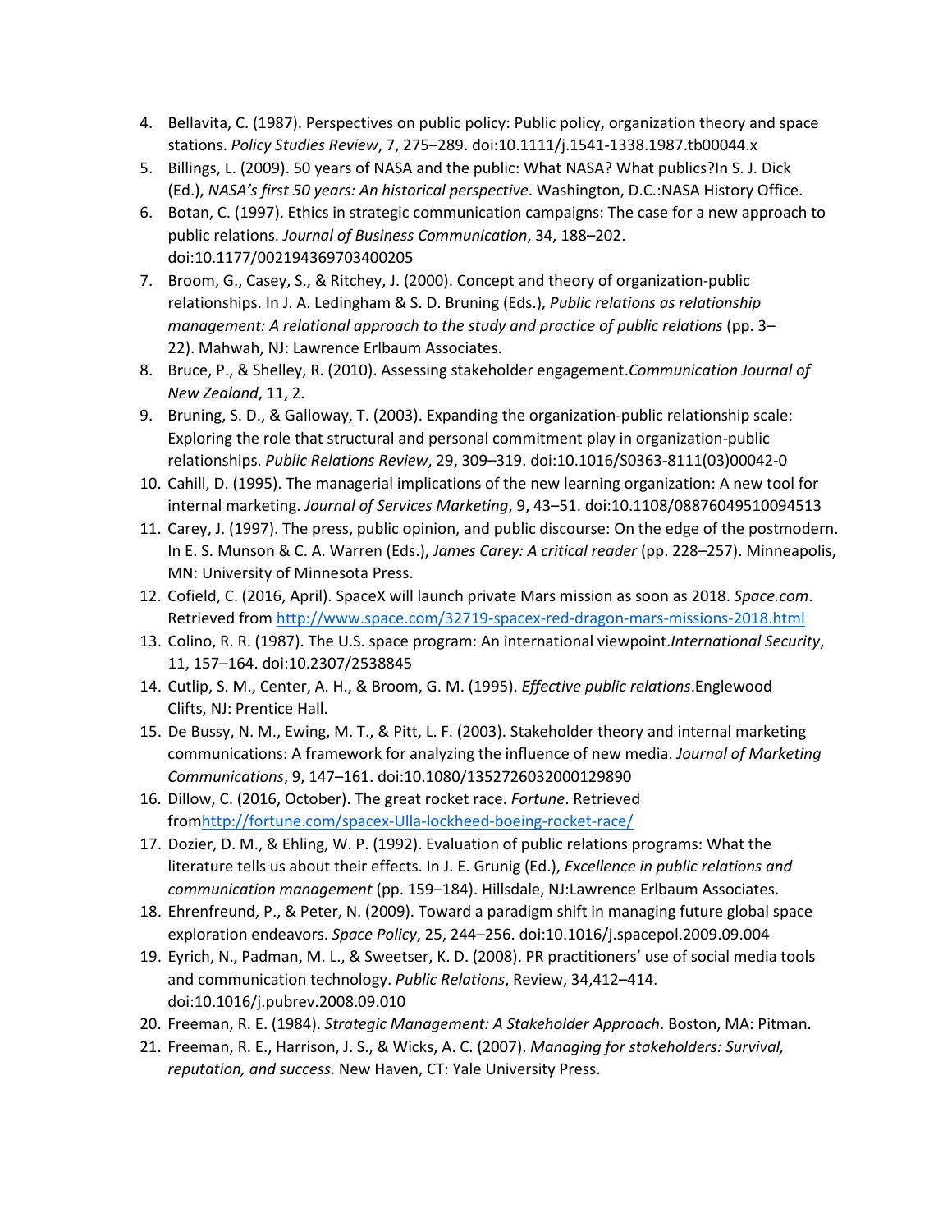4. Bellavita, C. (1987). Perspectives on public policy: Public policy, organization theory and space stations. *Policy Studies Review*, 7, 275–289. doi:10.1111/j.1541-1338.1987.tb00044.x
5. Billings, L. (2009). 50 years of NASA and the public: What NASA? What publics?In S. J. Dick (Ed.), *NASA's first 50 years: An historical perspective*. Washington, D.C.:NASA History Office.
6. Botan, C. (1997). Ethics in strategic communication campaigns: The case for a new approach to public relations. *Journal of Business Communication*, 34, 188–202. doi:10.1177/002194369703400205
7. Broom, G., Casey, S., & Ritchey, J. (2000). Concept and theory of organization-public relationships. In J. A. Ledingham & S. D. Bruning (Eds.), *Public relations as relationship management: A relational approach to the study and practice of public relations* (pp. 3–22). Mahwah, NJ: Lawrence Erlbaum Associates.
8. Bruce, P., & Shelley, R. (2010). Assessing stakeholder engagement.*Communication Journal of New Zealand*, 11, 2.
9. Bruning, S. D., & Galloway, T. (2003). Expanding the organization-public relationship scale: Exploring the role that structural and personal commitment play in organization-public relationships. *Public Relations Review*, 29, 309–319. doi:10.1016/S0363-8111(03)00042-0
10. Cahill, D. (1995). The managerial implications of the new learning organization: A new tool for internal marketing. *Journal of Services Marketing*, 9, 43–51. doi:10.1108/08876049510094513
11. Carey, J. (1997). The press, public opinion, and public discourse: On the edge of the postmodern. In E. S. Munson & C. A. Warren (Eds.), *James Carey: A critical reader* (pp. 228–257). Minneapolis, MN: University of Minnesota Press.
12. Cofield, C. (2016, April). SpaceX will launch private Mars mission as soon as 2018. *Space.com*. Retrieved from http://www.space.com/32719-spacex-red-dragon-mars-missions-2018.html
13. Colino, R. R. (1987). The U.S. space program: An international viewpoint.*International Security*, 11, 157–164. doi:10.2307/2538845
14. Cutlip, S. M., Center, A. H., & Broom, G. M. (1995). *Effective public relations*.Englewood Clifts, NJ: Prentice Hall.
15. De Bussy, N. M., Ewing, M. T., & Pitt, L. F. (2003). Stakeholder theory and internal marketing communications: A framework for analyzing the influence of new media. *Journal of Marketing Communications*, 9, 147–161. doi:10.1080/1352726032000129890
16. Dillow, C. (2016, October). The great rocket race. *Fortune*. Retrieved fromhttp://fortune.com/spacex-Ulla-lockheed-boeing-rocket-race/
17. Dozier, D. M., & Ehling, W. P. (1992). Evaluation of public relations programs: What the literature tells us about their effects. In J. E. Grunig (Ed.), *Excellence in public relations and communication management* (pp. 159–184). Hillsdale, NJ:Lawrence Erlbaum Associates.
18. Ehrenfreund, P., & Peter, N. (2009). Toward a paradigm shift in managing future global space exploration endeavors. *Space Policy*, 25, 244–256. doi:10.1016/j.spacepol.2009.09.004
19. Eyrich, N., Padman, M. L., & Sweetser, K. D. (2008). PR practitioners' use of social media tools and communication technology. *Public Relations*, Review, 34,412–414. doi:10.1016/j.pubrev.2008.09.010
20. Freeman, R. E. (1984). *Strategic Management: A Stakeholder Approach*. Boston, MA: Pitman.
21. Freeman, R. E., Harrison, J. S., & Wicks, A. C. (2007). *Managing for stakeholders: Survival, reputation, and success*. New Haven, CT: Yale University Press.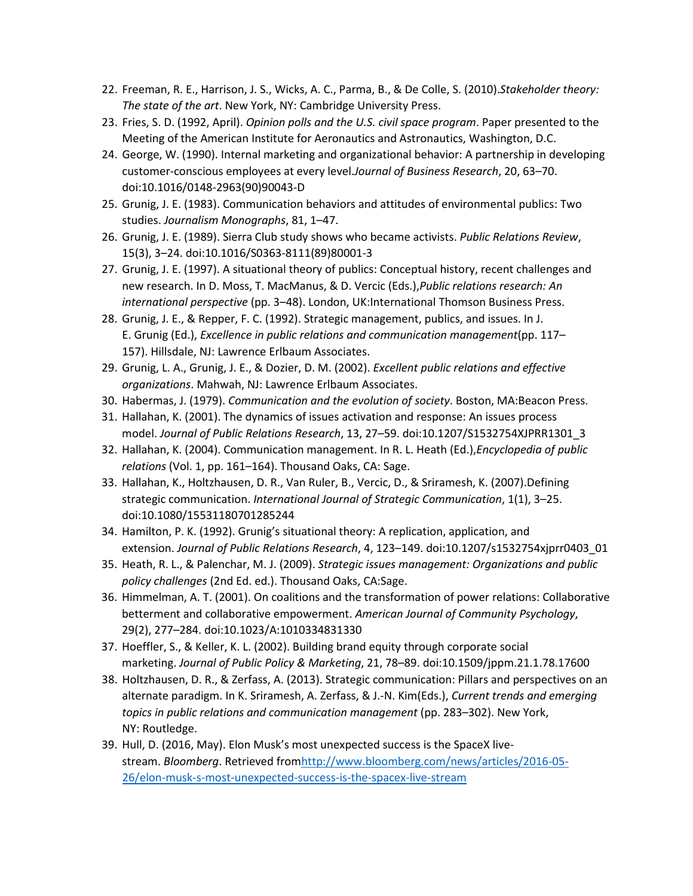22. Freeman, R. E., Harrison, J. S., Wicks, A. C., Parma, B., & De Colle, S. (2010).*Stakeholder theory: The state of the art*. New York, NY: Cambridge University Press.
23. Fries, S. D. (1992, April). *Opinion polls and the U.S. civil space program*. Paper presented to the Meeting of the American Institute for Aeronautics and Astronautics, Washington, D.C.
24. George, W. (1990). Internal marketing and organizational behavior: A partnership in developing customer-conscious employees at every level.*Journal of Business Research*, 20, 63–70. doi:10.1016/0148-2963(90)90043-D
25. Grunig, J. E. (1983). Communication behaviors and attitudes of environmental publics: Two studies. *Journalism Monographs*, 81, 1–47.
26. Grunig, J. E. (1989). Sierra Club study shows who became activists. *Public Relations Review*, 15(3), 3–24. doi:10.1016/S0363-8111(89)80001-3
27. Grunig, J. E. (1997). A situational theory of publics: Conceptual history, recent challenges and new research. In D. Moss, T. MacManus, & D. Vercic (Eds.),*Public relations research: An international perspective* (pp. 3–48). London, UK:International Thomson Business Press.
28. Grunig, J. E., & Repper, F. C. (1992). Strategic management, publics, and issues. In J. E. Grunig (Ed.), *Excellence in public relations and communication management*(pp. 117–157). Hillsdale, NJ: Lawrence Erlbaum Associates.
29. Grunig, L. A., Grunig, J. E., & Dozier, D. M. (2002). *Excellent public relations and effective organizations*. Mahwah, NJ: Lawrence Erlbaum Associates.
30. Habermas, J. (1979). *Communication and the evolution of society*. Boston, MA:Beacon Press.
31. Hallahan, K. (2001). The dynamics of issues activation and response: An issues process model. *Journal of Public Relations Research*, 13, 27–59. doi:10.1207/S1532754XJPRR1301_3
32. Hallahan, K. (2004). Communication management. In R. L. Heath (Ed.),*Encyclopedia of public relations* (Vol. 1, pp. 161–164). Thousand Oaks, CA: Sage.
33. Hallahan, K., Holtzhausen, D. R., Van Ruler, B., Vercic, D., & Sriramesh, K. (2007).Defining strategic communication. *International Journal of Strategic Communication*, 1(1), 3–25. doi:10.1080/15531180701285244
34. Hamilton, P. K. (1992). Grunig's situational theory: A replication, application, and extension. *Journal of Public Relations Research*, 4, 123–149. doi:10.1207/s1532754xjprr0403_01
35. Heath, R. L., & Palenchar, M. J. (2009). *Strategic issues management: Organizations and public policy challenges* (2nd Ed. ed.). Thousand Oaks, CA:Sage.
36. Himmelman, A. T. (2001). On coalitions and the transformation of power relations: Collaborative betterment and collaborative empowerment. *American Journal of Community Psychology*, 29(2), 277–284. doi:10.1023/A:1010334831330
37. Hoeffler, S., & Keller, K. L. (2002). Building brand equity through corporate social marketing. *Journal of Public Policy & Marketing*, 21, 78–89. doi:10.1509/jppm.21.1.78.17600
38. Holtzhausen, D. R., & Zerfass, A. (2013). Strategic communication: Pillars and perspectives on an alternate paradigm. In K. Sriramesh, A. Zerfass, & J.-N. Kim(Eds.), *Current trends and emerging topics in public relations and communication management* (pp. 283–302). New York, NY: Routledge.
39. Hull, D. (2016, May). Elon Musk's most unexpected success is the SpaceX live-stream. *Bloomberg*. Retrieved from[http://www.bloomberg.com/news/articles/2016-05-26/elon-musk-s-most-unexpected-success-is-the-spacex-live-stream](http://www.bloomberg.com/news/articles/2016-05-26/elon-musk-s-most-unexpected-success-is-the-spacex-live-stream)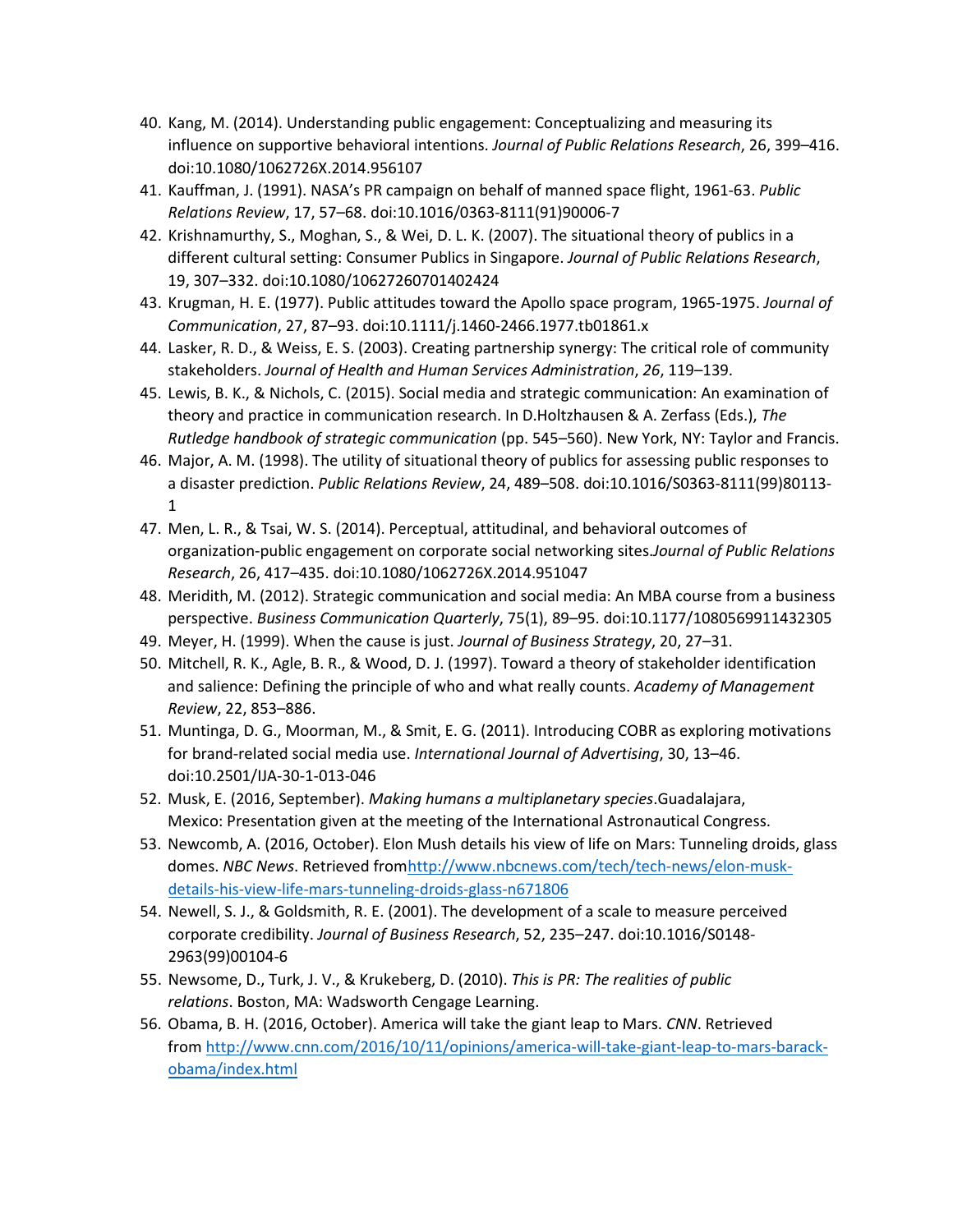40. Kang, M. (2014). Understanding public engagement: Conceptualizing and measuring its influence on supportive behavioral intentions. *Journal of Public Relations Research*, 26, 399–416. doi:10.1080/1062726X.2014.956107
41. Kauffman, J. (1991). NASA's PR campaign on behalf of manned space flight, 1961-63. *Public Relations Review*, 17, 57–68. doi:10.1016/0363-8111(91)90006-7
42. Krishnamurthy, S., Moghan, S., & Wei, D. L. K. (2007). The situational theory of publics in a different cultural setting: Consumer Publics in Singapore. *Journal of Public Relations Research*, 19, 307–332. doi:10.1080/10627260701402424
43. Krugman, H. E. (1977). Public attitudes toward the Apollo space program, 1965-1975. *Journal of Communication*, 27, 87–93. doi:10.1111/j.1460-2466.1977.tb01861.x
44. Lasker, R. D., & Weiss, E. S. (2003). Creating partnership synergy: The critical role of community stakeholders. *Journal of Health and Human Services Administration*, *26*, 119–139.
45. Lewis, B. K., & Nichols, C. (2015). Social media and strategic communication: An examination of theory and practice in communication research. In D.Holtzhausen & A. Zerfass (Eds.), *The Rutledge handbook of strategic communication* (pp. 545–560). New York, NY: Taylor and Francis.
46. Major, A. M. (1998). The utility of situational theory of publics for assessing public responses to a disaster prediction. *Public Relations Review*, 24, 489–508. doi:10.1016/S0363-8111(99)80113-1
47. Men, L. R., & Tsai, W. S. (2014). Perceptual, attitudinal, and behavioral outcomes of organization-public engagement on corporate social networking sites.*Journal of Public Relations Research*, 26, 417–435. doi:10.1080/1062726X.2014.951047
48. Meridith, M. (2012). Strategic communication and social media: An MBA course from a business perspective. *Business Communication Quarterly*, 75(1), 89–95. doi:10.1177/1080569911432305
49. Meyer, H. (1999). When the cause is just. *Journal of Business Strategy*, 20, 27–31.
50. Mitchell, R. K., Agle, B. R., & Wood, D. J. (1997). Toward a theory of stakeholder identification and salience: Defining the principle of who and what really counts. *Academy of Management Review*, 22, 853–886.
51. Muntinga, D. G., Moorman, M., & Smit, E. G. (2011). Introducing COBR as exploring motivations for brand-related social media use. *International Journal of Advertising*, 30, 13–46. doi:10.2501/IJA-30-1-013-046
52. Musk, E. (2016, September). *Making humans a multiplanetary species*.Guadalajara, Mexico: Presentation given at the meeting of the International Astronautical Congress.
53. Newcomb, A. (2016, October). Elon Mush details his view of life on Mars: Tunneling droids, glass domes. *NBC News*. Retrieved fromhttp://www.nbcnews.com/tech/tech-news/elon-musk-details-his-view-life-mars-tunneling-droids-glass-n671806
54. Newell, S. J., & Goldsmith, R. E. (2001). The development of a scale to measure perceived corporate credibility. *Journal of Business Research*, 52, 235–247. doi:10.1016/S0148-2963(99)00104-6
55. Newsome, D., Turk, J. V., & Krukeberg, D. (2010). *This is PR: The realities of public relations*. Boston, MA: Wadsworth Cengage Learning.
56. Obama, B. H. (2016, October). America will take the giant leap to Mars. *CNN*. Retrieved from http://www.cnn.com/2016/10/11/opinions/america-will-take-giant-leap-to-mars-barack-obama/index.html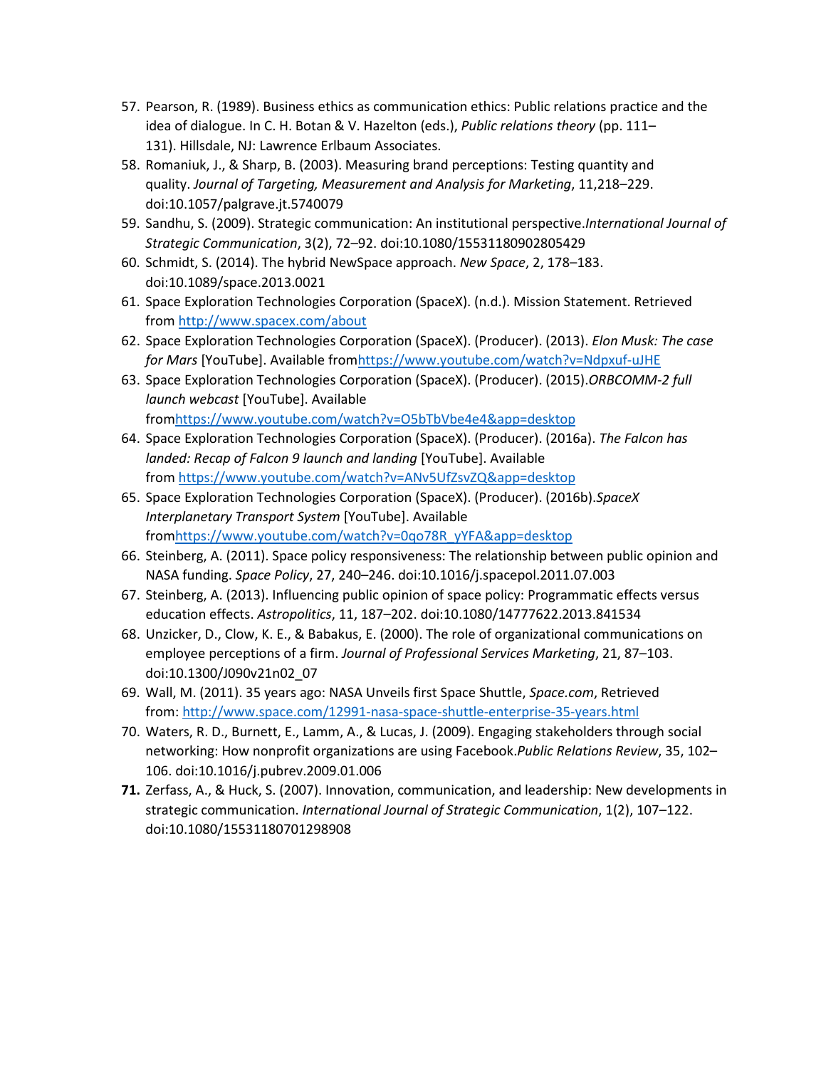57. Pearson, R. (1989). Business ethics as communication ethics: Public relations practice and the idea of dialogue. In C. H. Botan & V. Hazelton (eds.), *Public relations theory* (pp. 111–131). Hillsdale, NJ: Lawrence Erlbaum Associates.
58. Romaniuk, J., & Sharp, B. (2003). Measuring brand perceptions: Testing quantity and quality. *Journal of Targeting, Measurement and Analysis for Marketing*, 11,218–229. doi:10.1057/palgrave.jt.5740079
59. Sandhu, S. (2009). Strategic communication: An institutional perspective.*International Journal of Strategic Communication*, 3(2), 72–92. doi:10.1080/15531180902805429
60. Schmidt, S. (2014). The hybrid NewSpace approach. *New Space*, 2, 178–183. doi:10.1089/space.2013.0021
61. Space Exploration Technologies Corporation (SpaceX). (n.d.). Mission Statement. Retrieved from [http://www.spacex.com/about](http://www.spacex.com/about)
62. Space Exploration Technologies Corporation (SpaceX). (Producer). (2013). *Elon Musk: The case for Mars* [YouTube]. Available from[https://www.youtube.com/watch?v=Ndpxuf-uJHE](https://www.youtube.com/watch?v=Ndpxuf-uJHE)
63. Space Exploration Technologies Corporation (SpaceX). (Producer). (2015).*ORBCOMM-2 full launch webcast* [YouTube]. Available from[https://www.youtube.com/watch?v=O5bTbVbe4e4&app=desktop](https://www.youtube.com/watch?v=O5bTbVbe4e4&app=desktop)
64. Space Exploration Technologies Corporation (SpaceX). (Producer). (2016a). *The Falcon has landed: Recap of Falcon 9 launch and landing* [YouTube]. Available from [https://www.youtube.com/watch?v=ANv5UfZsvZQ&app=desktop](https://www.youtube.com/watch?v=ANv5UfZsvZQ&app=desktop)
65. Space Exploration Technologies Corporation (SpaceX). (Producer). (2016b).*SpaceX Interplanetary Transport System* [YouTube]. Available from[https://www.youtube.com/watch?v=0qo78R_yYFA&app=desktop](https://www.youtube.com/watch?v=0qo78R_yYFA&app=desktop)
66. Steinberg, A. (2011). Space policy responsiveness: The relationship between public opinion and NASA funding. *Space Policy*, 27, 240–246. doi:10.1016/j.spacepol.2011.07.003
67. Steinberg, A. (2013). Influencing public opinion of space policy: Programmatic effects versus education effects. *Astropolitics*, 11, 187–202. doi:10.1080/14777622.2013.841534
68. Unzicker, D., Clow, K. E., & Babakus, E. (2000). The role of organizational communications on employee perceptions of a firm. *Journal of Professional Services Marketing*, 21, 87–103. doi:10.1300/J090v21n02_07
69. Wall, M. (2011). 35 years ago: NASA Unveils first Space Shuttle, *Space.com*, Retrieved from: [http://www.space.com/12991-nasa-space-shuttle-enterprise-35-years.html](http://www.space.com/12991-nasa-space-shuttle-enterprise-35-years.html)
70. Waters, R. D., Burnett, E., Lamm, A., & Lucas, J. (2009). Engaging stakeholders through social networking: How nonprofit organizations are using Facebook.*Public Relations Review*, 35, 102–106. doi:10.1016/j.pubrev.2009.01.006
71. Zerfass, A., & Huck, S. (2007). Innovation, communication, and leadership: New developments in strategic communication. *International Journal of Strategic Communication*, 1(2), 107–122. doi:10.1080/15531180701298908